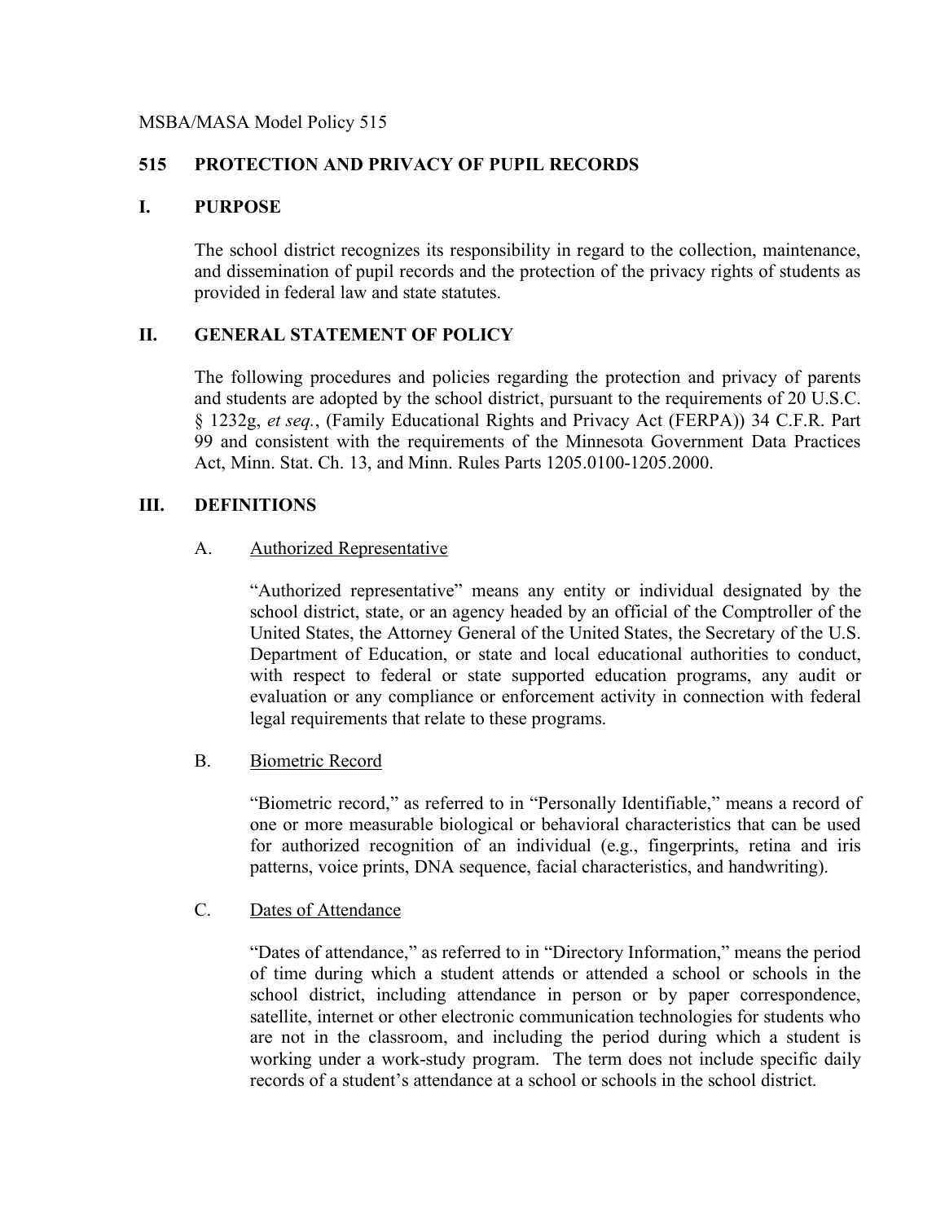MSBA/MASA Model Policy 515

# 515 PROTECTION AND PRIVACY OF PUPIL RECORDS

## I. PURPOSE

The school district recognizes its responsibility in regard to the collection, maintenance, and dissemination of pupil records and the protection of the privacy rights of students as provided in federal law and state statutes.

## II. GENERAL STATEMENT OF POLICY

The following procedures and policies regarding the protection and privacy of parents and students are adopted by the school district, pursuant to the requirements of 20 U.S.C. § 1232g, *et seq.*, (Family Educational Rights and Privacy Act (FERPA)) 34 C.F.R. Part 99 and consistent with the requirements of the Minnesota Government Data Practices Act, Minn. Stat. Ch. 13, and Minn. Rules Parts 1205.0100-1205.2000.

## III. DEFINITIONS

### A. Authorized Representative

"Authorized representative" means any entity or individual designated by the school district, state, or an agency headed by an official of the Comptroller of the United States, the Attorney General of the United States, the Secretary of the U.S. Department of Education, or state and local educational authorities to conduct, with respect to federal or state supported education programs, any audit or evaluation or any compliance or enforcement activity in connection with federal legal requirements that relate to these programs.

### B. Biometric Record

"Biometric record," as referred to in "Personally Identifiable," means a record of one or more measurable biological or behavioral characteristics that can be used for authorized recognition of an individual (e.g., fingerprints, retina and iris patterns, voice prints, DNA sequence, facial characteristics, and handwriting).

### C. Dates of Attendance

"Dates of attendance," as referred to in "Directory Information," means the period of time during which a student attends or attended a school or schools in the school district, including attendance in person or by paper correspondence, satellite, internet or other electronic communication technologies for students who are not in the classroom, and including the period during which a student is working under a work-study program. The term does not include specific daily records of a student's attendance at a school or schools in the school district.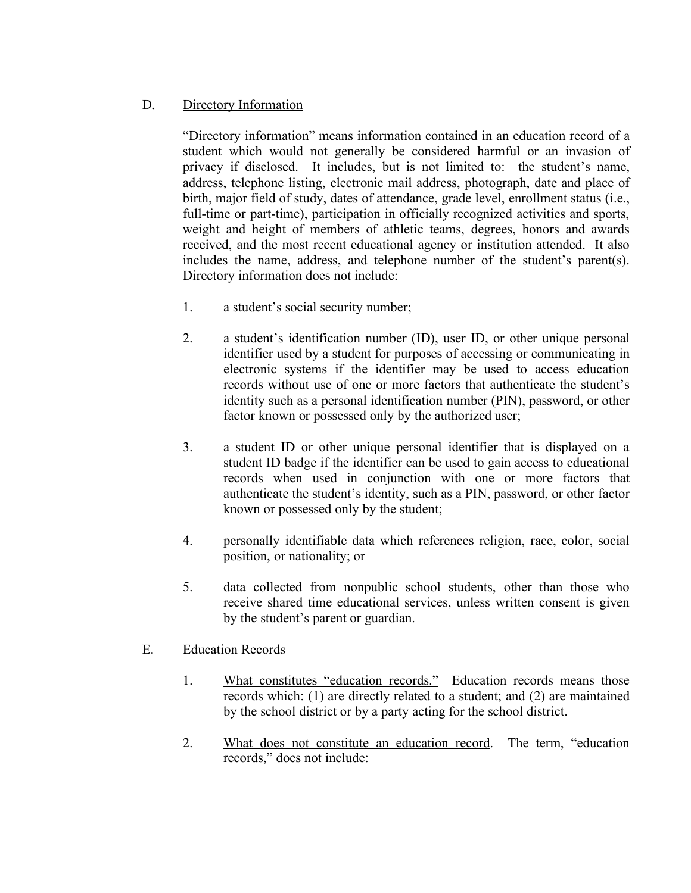D. Directory Information

"Directory information" means information contained in an education record of a student which would not generally be considered harmful or an invasion of privacy if disclosed. It includes, but is not limited to: the student's name, address, telephone listing, electronic mail address, photograph, date and place of birth, major field of study, dates of attendance, grade level, enrollment status (i.e., full-time or part-time), participation in officially recognized activities and sports, weight and height of members of athletic teams, degrees, honors and awards received, and the most recent educational agency or institution attended. It also includes the name, address, and telephone number of the student's parent(s). Directory information does not include:

1. a student's social security number;

2. a student's identification number (ID), user ID, or other unique personal identifier used by a student for purposes of accessing or communicating in electronic systems if the identifier may be used to access education records without use of one or more factors that authenticate the student's identity such as a personal identification number (PIN), password, or other factor known or possessed only by the authorized user;

3. a student ID or other unique personal identifier that is displayed on a student ID badge if the identifier can be used to gain access to educational records when used in conjunction with one or more factors that authenticate the student's identity, such as a PIN, password, or other factor known or possessed only by the student;

4. personally identifiable data which references religion, race, color, social position, or nationality; or

5. data collected from nonpublic school students, other than those who receive shared time educational services, unless written consent is given by the student's parent or guardian.

E. Education Records

1. What constitutes "education records." Education records means those records which: (1) are directly related to a student; and (2) are maintained by the school district or by a party acting for the school district.

2. What does not constitute an education record. The term, "education records," does not include: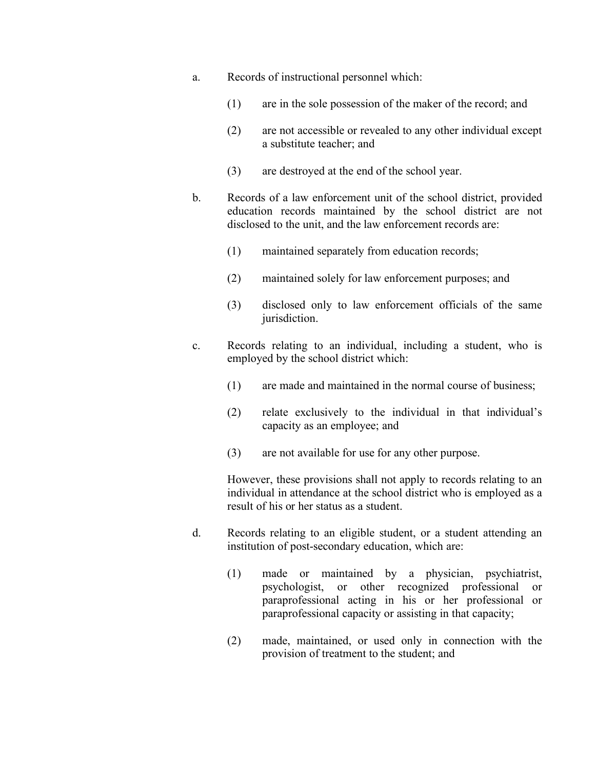a. Records of instructional personnel which:

   (1) are in the sole possession of the maker of the record; and

   (2) are not accessible or revealed to any other individual except a substitute teacher; and

   (3) are destroyed at the end of the school year.

b. Records of a law enforcement unit of the school district, provided education records maintained by the school district are not disclosed to the unit, and the law enforcement records are:

   (1) maintained separately from education records;

   (2) maintained solely for law enforcement purposes; and

   (3) disclosed only to law enforcement officials of the same jurisdiction.

c. Records relating to an individual, including a student, who is employed by the school district which:

   (1) are made and maintained in the normal course of business;

   (2) relate exclusively to the individual in that individual's capacity as an employee; and

   (3) are not available for use for any other purpose.

   However, these provisions shall not apply to records relating to an individual in attendance at the school district who is employed as a result of his or her status as a student.

d. Records relating to an eligible student, or a student attending an institution of post-secondary education, which are:

   (1) made or maintained by a physician, psychiatrist, psychologist, or other recognized professional or paraprofessional acting in his or her professional or paraprofessional capacity or assisting in that capacity;

   (2) made, maintained, or used only in connection with the provision of treatment to the student; and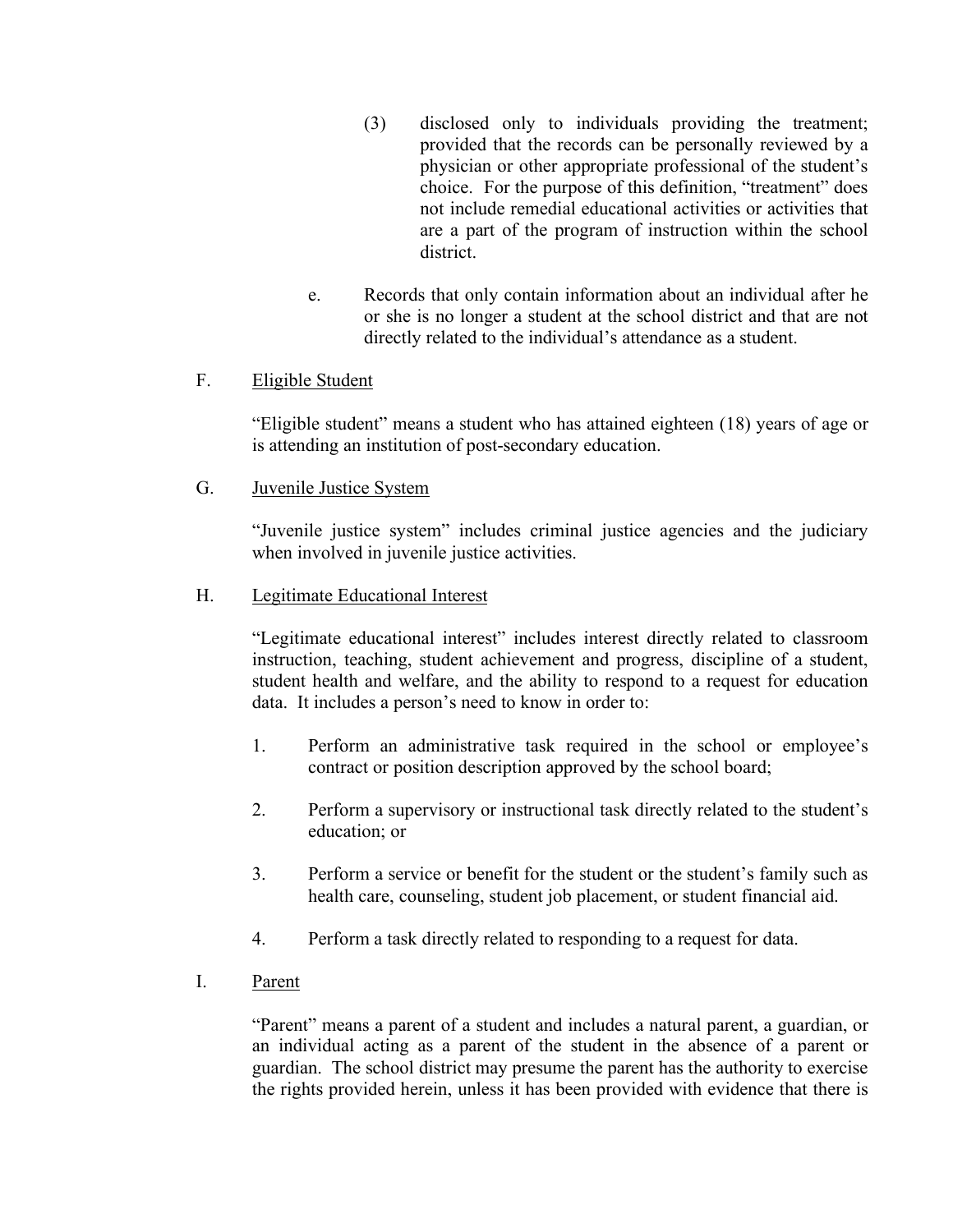(3) disclosed only to individuals providing the treatment; provided that the records can be personally reviewed by a physician or other appropriate professional of the student's choice. For the purpose of this definition, "treatment" does not include remedial educational activities or activities that are a part of the program of instruction within the school district.

e. Records that only contain information about an individual after he or she is no longer a student at the school district and that are not directly related to the individual's attendance as a student.

F. Eligible Student

"Eligible student" means a student who has attained eighteen (18) years of age or is attending an institution of post-secondary education.

G. Juvenile Justice System

"Juvenile justice system" includes criminal justice agencies and the judiciary when involved in juvenile justice activities.

H. Legitimate Educational Interest

"Legitimate educational interest" includes interest directly related to classroom instruction, teaching, student achievement and progress, discipline of a student, student health and welfare, and the ability to respond to a request for education data. It includes a person's need to know in order to:

1. Perform an administrative task required in the school or employee's contract or position description approved by the school board;

2. Perform a supervisory or instructional task directly related to the student's education; or

3. Perform a service or benefit for the student or the student's family such as health care, counseling, student job placement, or student financial aid.

4. Perform a task directly related to responding to a request for data.

I. Parent

"Parent" means a parent of a student and includes a natural parent, a guardian, or an individual acting as a parent of the student in the absence of a parent or guardian. The school district may presume the parent has the authority to exercise the rights provided herein, unless it has been provided with evidence that there is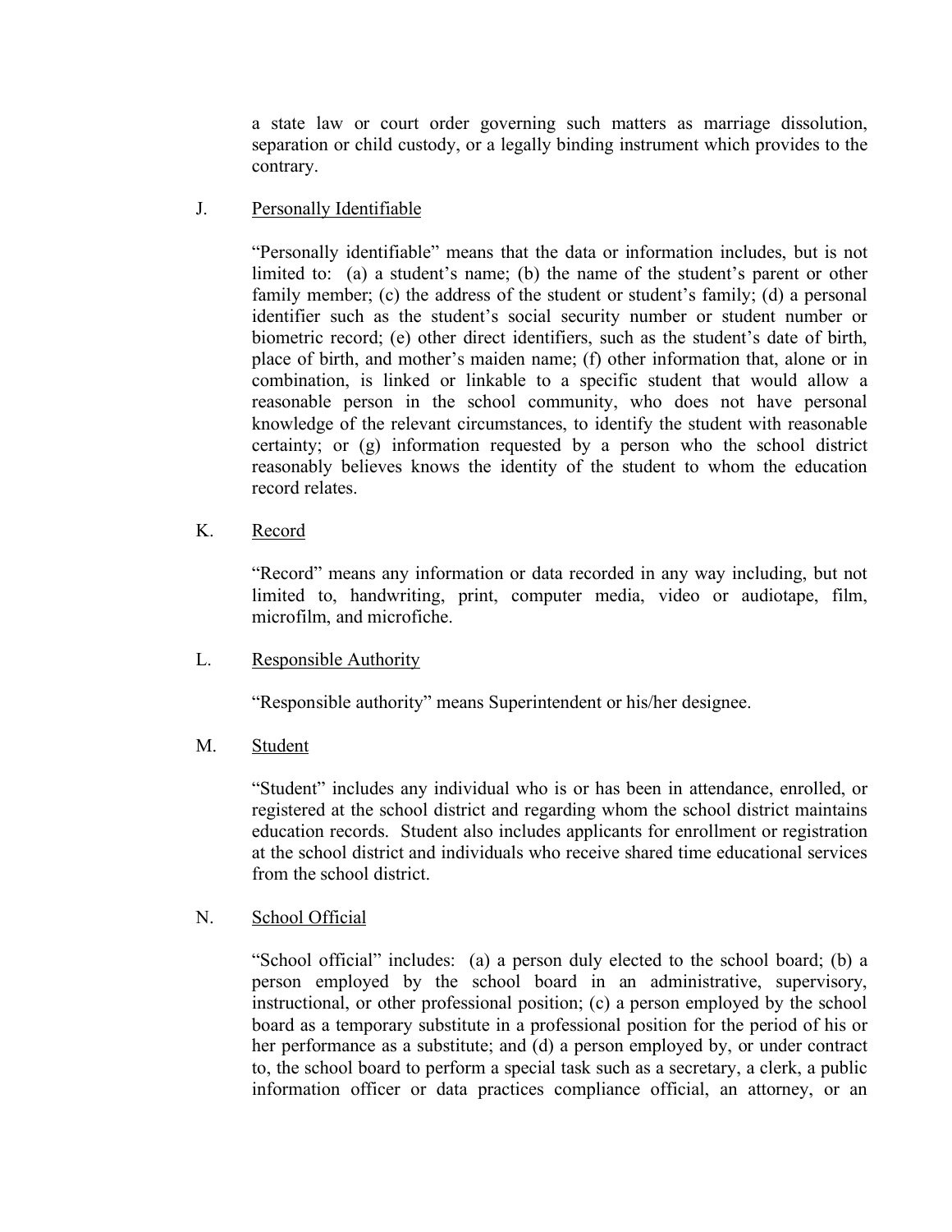a state law or court order governing such matters as marriage dissolution, separation or child custody, or a legally binding instrument which provides to the contrary.

J. Personally Identifiable

"Personally identifiable" means that the data or information includes, but is not limited to: (a) a student's name; (b) the name of the student's parent or other family member; (c) the address of the student or student's family; (d) a personal identifier such as the student's social security number or student number or biometric record; (e) other direct identifiers, such as the student's date of birth, place of birth, and mother's maiden name; (f) other information that, alone or in combination, is linked or linkable to a specific student that would allow a reasonable person in the school community, who does not have personal knowledge of the relevant circumstances, to identify the student with reasonable certainty; or (g) information requested by a person who the school district reasonably believes knows the identity of the student to whom the education record relates.

K. Record

"Record" means any information or data recorded in any way including, but not limited to, handwriting, print, computer media, video or audiotape, film, microfilm, and microfiche.

L. Responsible Authority

"Responsible authority" means Superintendent or his/her designee.

M. Student

"Student" includes any individual who is or has been in attendance, enrolled, or registered at the school district and regarding whom the school district maintains education records. Student also includes applicants for enrollment or registration at the school district and individuals who receive shared time educational services from the school district.

N. School Official

"School official" includes: (a) a person duly elected to the school board; (b) a person employed by the school board in an administrative, supervisory, instructional, or other professional position; (c) a person employed by the school board as a temporary substitute in a professional position for the period of his or her performance as a substitute; and (d) a person employed by, or under contract to, the school board to perform a special task such as a secretary, a clerk, a public information officer or data practices compliance official, an attorney, or an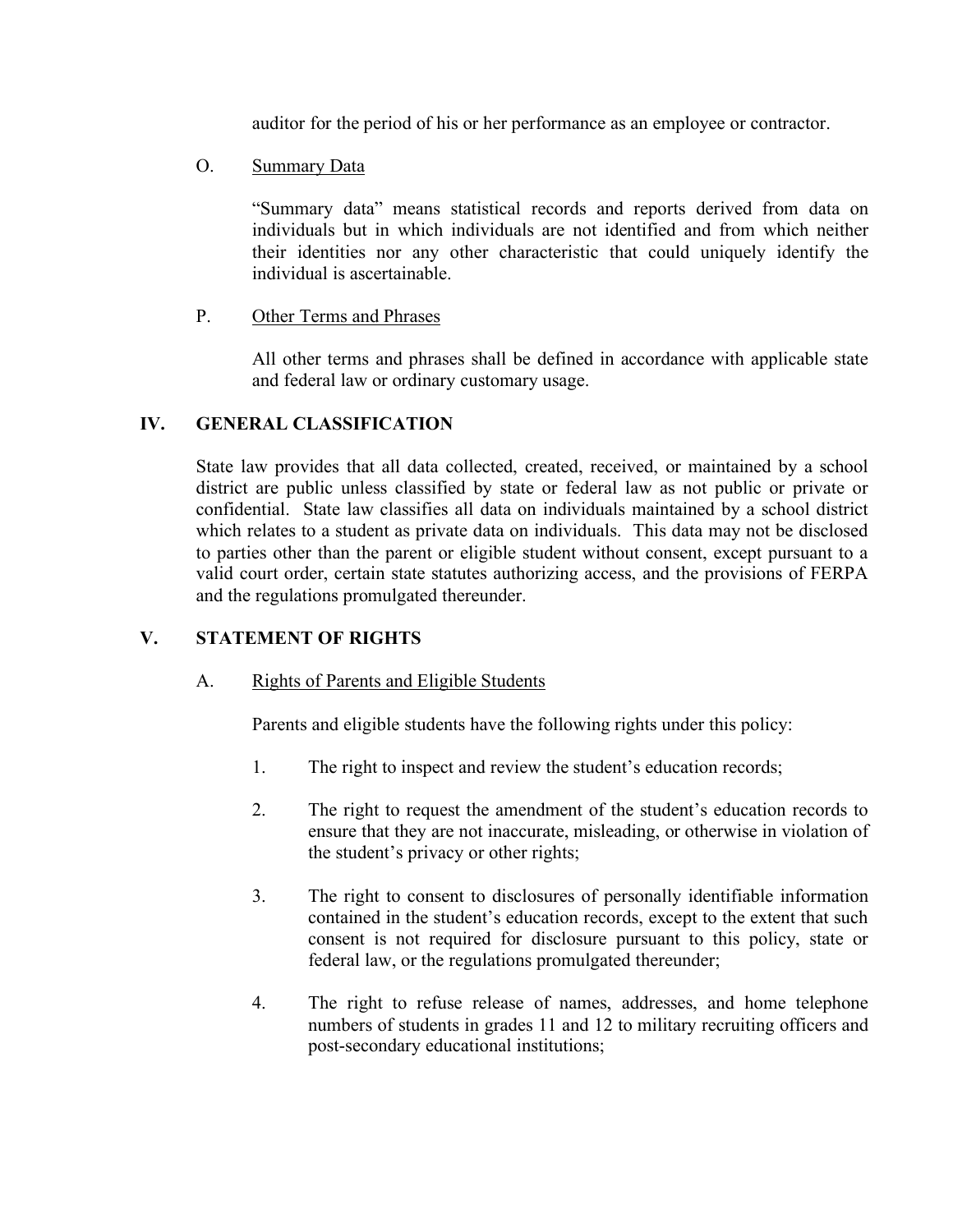auditor for the period of his or her performance as an employee or contractor.

O. Summary Data

"Summary data" means statistical records and reports derived from data on individuals but in which individuals are not identified and from which neither their identities nor any other characteristic that could uniquely identify the individual is ascertainable.

P. Other Terms and Phrases

All other terms and phrases shall be defined in accordance with applicable state and federal law or ordinary customary usage.

## IV. GENERAL CLASSIFICATION

State law provides that all data collected, created, received, or maintained by a school district are public unless classified by state or federal law as not public or private or confidential. State law classifies all data on individuals maintained by a school district which relates to a student as private data on individuals. This data may not be disclosed to parties other than the parent or eligible student without consent, except pursuant to a valid court order, certain state statutes authorizing access, and the provisions of FERPA and the regulations promulgated thereunder.

## V. STATEMENT OF RIGHTS

A. Rights of Parents and Eligible Students

Parents and eligible students have the following rights under this policy:

1. The right to inspect and review the student's education records;

2. The right to request the amendment of the student's education records to ensure that they are not inaccurate, misleading, or otherwise in violation of the student's privacy or other rights;

3. The right to consent to disclosures of personally identifiable information contained in the student's education records, except to the extent that such consent is not required for disclosure pursuant to this policy, state or federal law, or the regulations promulgated thereunder;

4. The right to refuse release of names, addresses, and home telephone numbers of students in grades 11 and 12 to military recruiting officers and post-secondary educational institutions;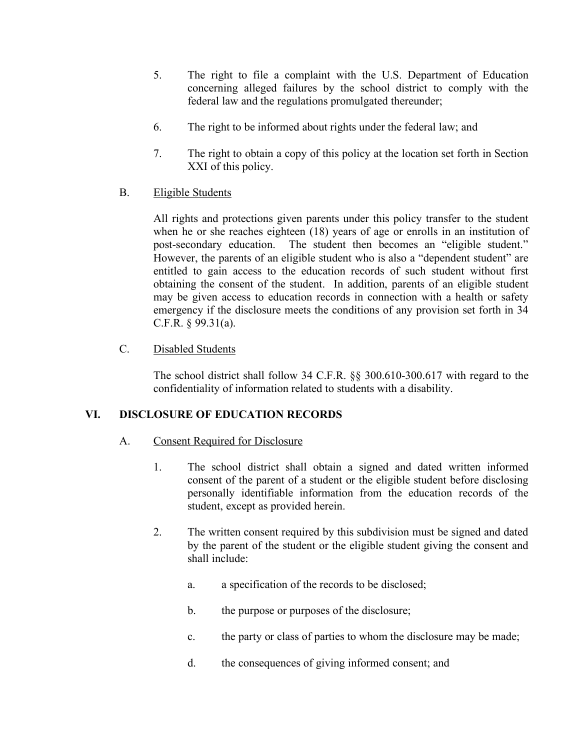5. The right to file a complaint with the U.S. Department of Education concerning alleged failures by the school district to comply with the federal law and the regulations promulgated thereunder;

6. The right to be informed about rights under the federal law; and

7. The right to obtain a copy of this policy at the location set forth in Section XXI of this policy.

B. Eligible Students

All rights and protections given parents under this policy transfer to the student when he or she reaches eighteen (18) years of age or enrolls in an institution of post-secondary education. The student then becomes an "eligible student." However, the parents of an eligible student who is also a "dependent student" are entitled to gain access to the education records of such student without first obtaining the consent of the student. In addition, parents of an eligible student may be given access to education records in connection with a health or safety emergency if the disclosure meets the conditions of any provision set forth in 34 C.F.R. § 99.31(a).

C. Disabled Students

The school district shall follow 34 C.F.R. §§ 300.610-300.617 with regard to the confidentiality of information related to students with a disability.

## VI. DISCLOSURE OF EDUCATION RECORDS

A. Consent Required for Disclosure

1. The school district shall obtain a signed and dated written informed consent of the parent of a student or the eligible student before disclosing personally identifiable information from the education records of the student, except as provided herein.

2. The written consent required by this subdivision must be signed and dated by the parent of the student or the eligible student giving the consent and shall include:

   a. a specification of the records to be disclosed;

   b. the purpose or purposes of the disclosure;

   c. the party or class of parties to whom the disclosure may be made;

   d. the consequences of giving informed consent; and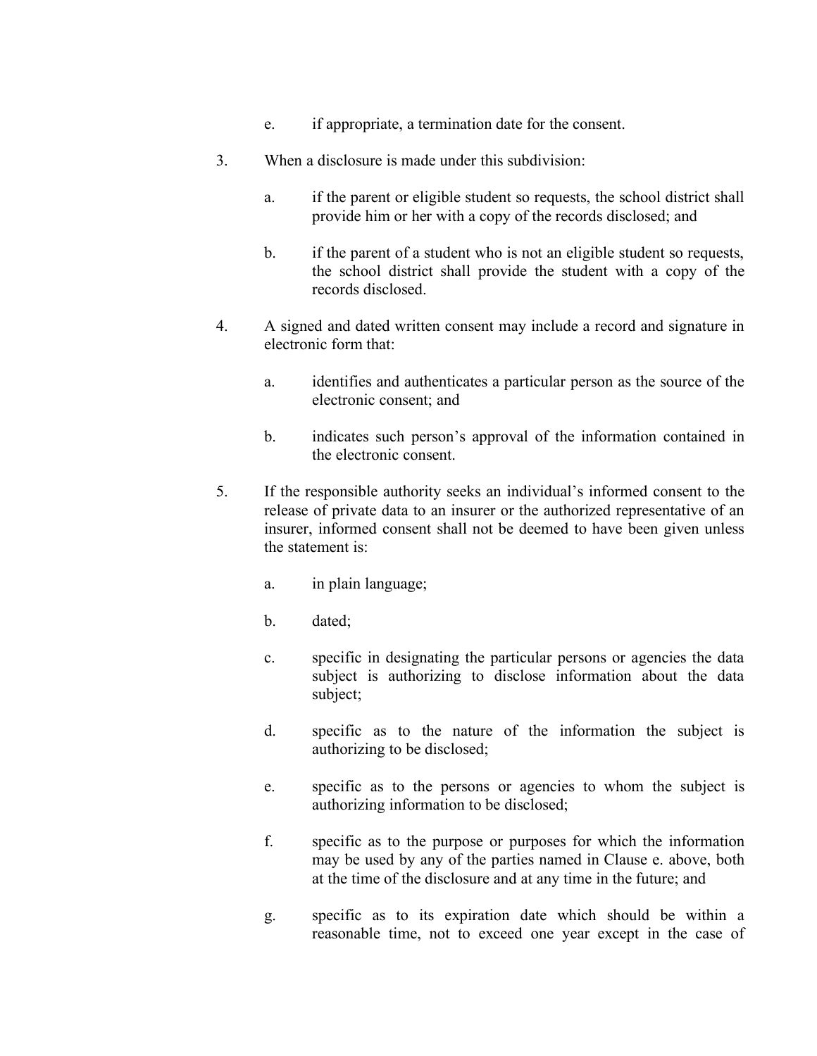e. if appropriate, a termination date for the consent.

3. When a disclosure is made under this subdivision:

   a. if the parent or eligible student so requests, the school district shall provide him or her with a copy of the records disclosed; and

   b. if the parent of a student who is not an eligible student so requests, the school district shall provide the student with a copy of the records disclosed.

4. A signed and dated written consent may include a record and signature in electronic form that:

   a. identifies and authenticates a particular person as the source of the electronic consent; and

   b. indicates such person's approval of the information contained in the electronic consent.

5. If the responsible authority seeks an individual's informed consent to the release of private data to an insurer or the authorized representative of an insurer, informed consent shall not be deemed to have been given unless the statement is:

   a. in plain language;

   b. dated;

   c. specific in designating the particular persons or agencies the data subject is authorizing to disclose information about the data subject;

   d. specific as to the nature of the information the subject is authorizing to be disclosed;

   e. specific as to the persons or agencies to whom the subject is authorizing information to be disclosed;

   f. specific as to the purpose or purposes for which the information may be used by any of the parties named in Clause e. above, both at the time of the disclosure and at any time in the future; and

   g. specific as to its expiration date which should be within a reasonable time, not to exceed one year except in the case of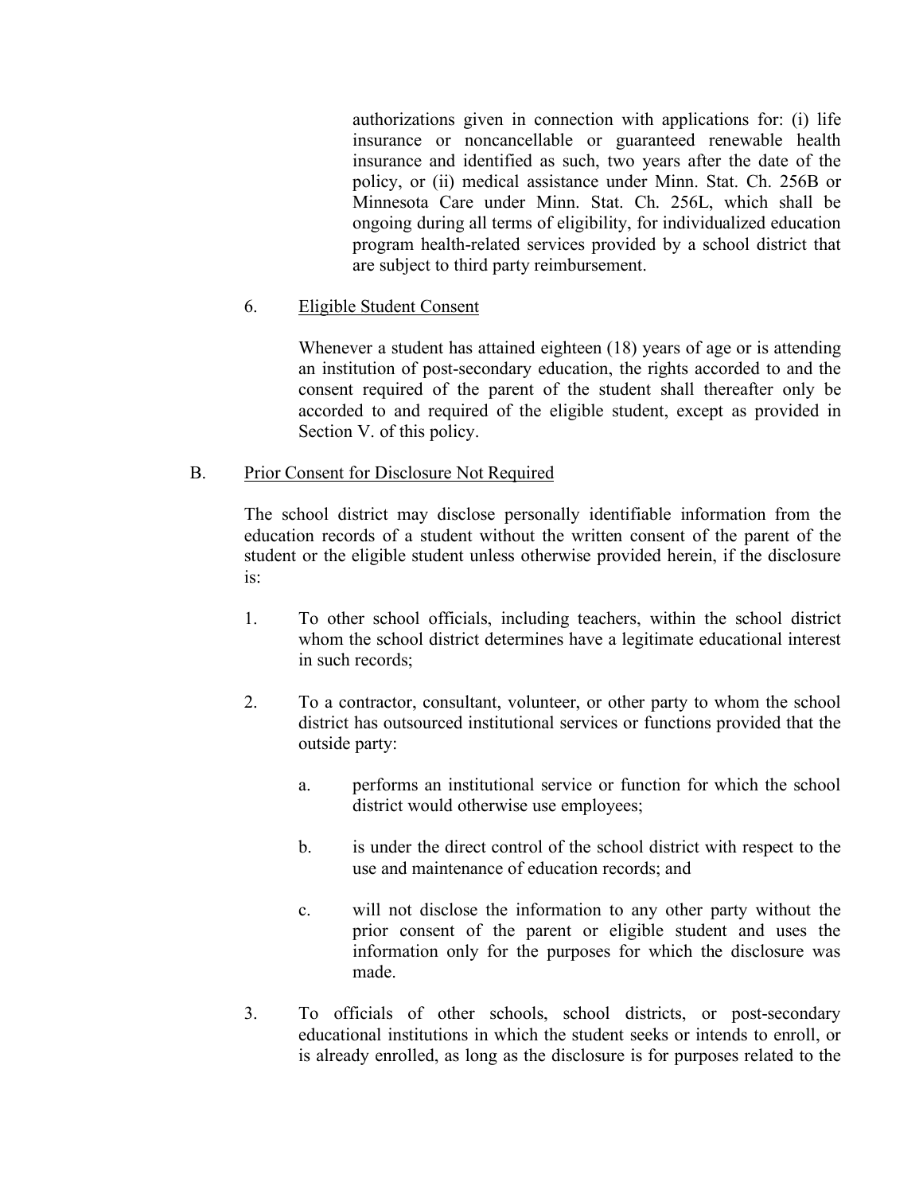authorizations given in connection with applications for: (i) life insurance or noncancellable or guaranteed renewable health insurance and identified as such, two years after the date of the policy, or (ii) medical assistance under Minn. Stat. Ch. 256B or Minnesota Care under Minn. Stat. Ch. 256L, which shall be ongoing during all terms of eligibility, for individualized education program health-related services provided by a school district that are subject to third party reimbursement.

6. <u>Eligible Student Consent</u>

   Whenever a student has attained eighteen (18) years of age or is attending an institution of post-secondary education, the rights accorded to and the consent required of the parent of the student shall thereafter only be accorded to and required of the eligible student, except as provided in Section V. of this policy.

B. <u>Prior Consent for Disclosure Not Required</u>

   The school district may disclose personally identifiable information from the education records of a student without the written consent of the parent of the student or the eligible student unless otherwise provided herein, if the disclosure is:

   1. To other school officials, including teachers, within the school district whom the school district determines have a legitimate educational interest in such records;

   2. To a contractor, consultant, volunteer, or other party to whom the school district has outsourced institutional services or functions provided that the outside party:

      a. performs an institutional service or function for which the school district would otherwise use employees;

      b. is under the direct control of the school district with respect to the use and maintenance of education records; and

      c. will not disclose the information to any other party without the prior consent of the parent or eligible student and uses the information only for the purposes for which the disclosure was made.

   3. To officials of other schools, school districts, or post-secondary educational institutions in which the student seeks or intends to enroll, or is already enrolled, as long as the disclosure is for purposes related to the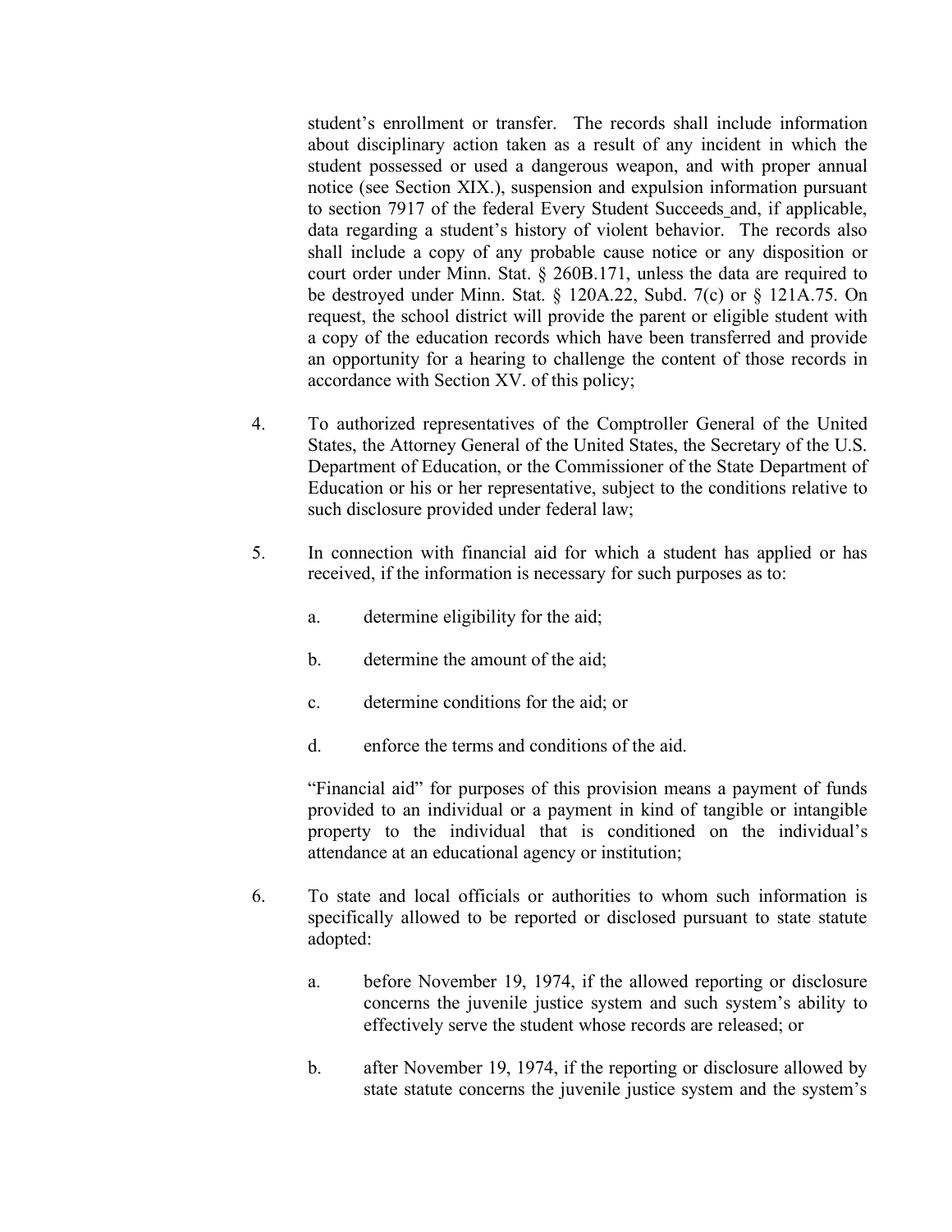student's enrollment or transfer. The records shall include information about disciplinary action taken as a result of any incident in which the student possessed or used a dangerous weapon, and with proper annual notice (see Section XIX.), suspension and expulsion information pursuant to section 7917 of the federal Every Student Succeeds and, if applicable, data regarding a student's history of violent behavior. The records also shall include a copy of any probable cause notice or any disposition or court order under Minn. Stat. § 260B.171, unless the data are required to be destroyed under Minn. Stat. § 120A.22, Subd. 7(c) or § 121A.75. On request, the school district will provide the parent or eligible student with a copy of the education records which have been transferred and provide an opportunity for a hearing to challenge the content of those records in accordance with Section XV. of this policy;

4. To authorized representatives of the Comptroller General of the United States, the Attorney General of the United States, the Secretary of the U.S. Department of Education, or the Commissioner of the State Department of Education or his or her representative, subject to the conditions relative to such disclosure provided under federal law;

5. In connection with financial aid for which a student has applied or has received, if the information is necessary for such purposes as to:

   a. determine eligibility for the aid;

   b. determine the amount of the aid;

   c. determine conditions for the aid; or

   d. enforce the terms and conditions of the aid.

   "Financial aid" for purposes of this provision means a payment of funds provided to an individual or a payment in kind of tangible or intangible property to the individual that is conditioned on the individual's attendance at an educational agency or institution;

6. To state and local officials or authorities to whom such information is specifically allowed to be reported or disclosed pursuant to state statute adopted:

   a. before November 19, 1974, if the allowed reporting or disclosure concerns the juvenile justice system and such system's ability to effectively serve the student whose records are released; or

   b. after November 19, 1974, if the reporting or disclosure allowed by state statute concerns the juvenile justice system and the system's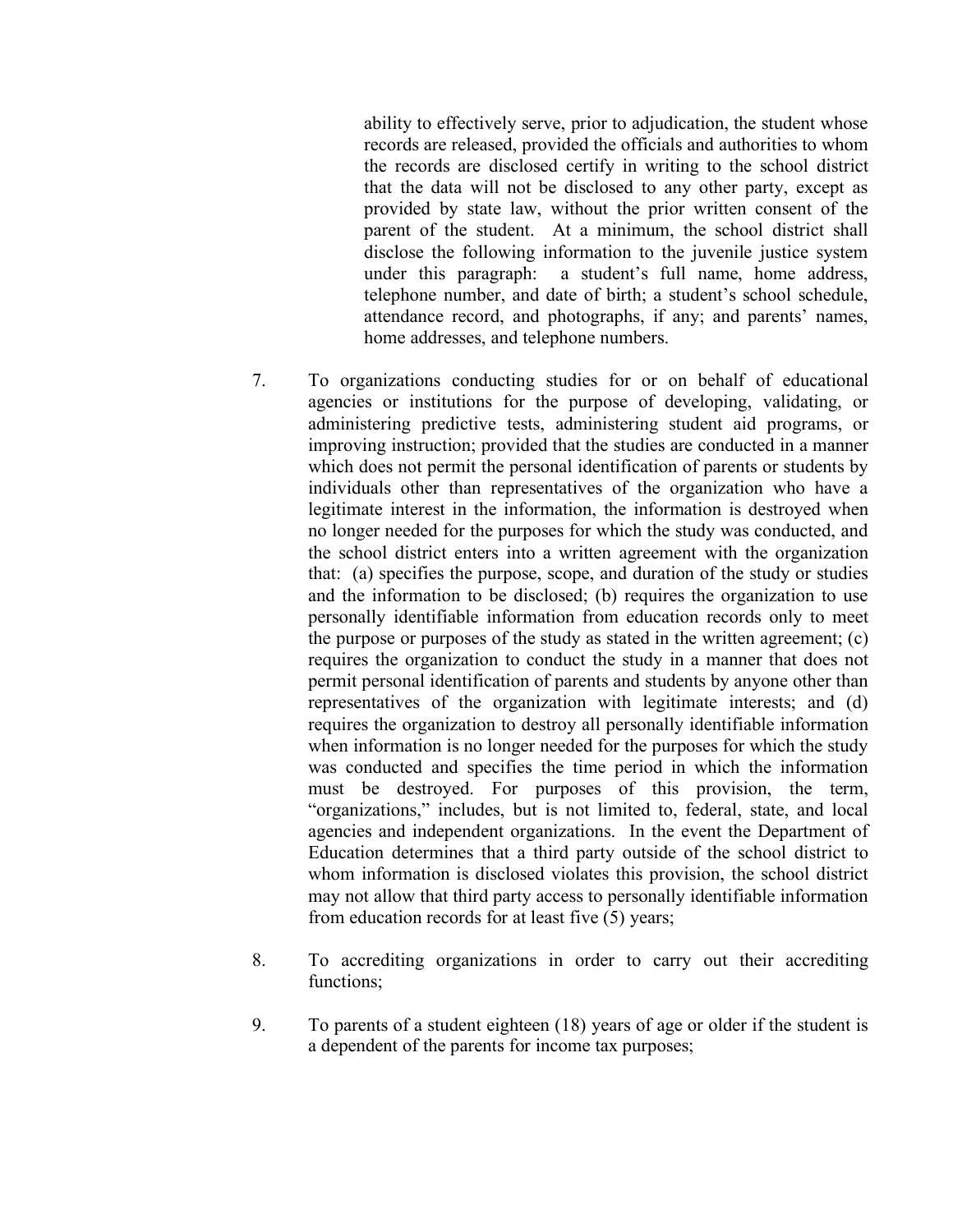ability to effectively serve, prior to adjudication, the student whose records are released, provided the officials and authorities to whom the records are disclosed certify in writing to the school district that the data will not be disclosed to any other party, except as provided by state law, without the prior written consent of the parent of the student. At a minimum, the school district shall disclose the following information to the juvenile justice system under this paragraph: a student's full name, home address, telephone number, and date of birth; a student's school schedule, attendance record, and photographs, if any; and parents' names, home addresses, and telephone numbers.

7. To organizations conducting studies for or on behalf of educational agencies or institutions for the purpose of developing, validating, or administering predictive tests, administering student aid programs, or improving instruction; provided that the studies are conducted in a manner which does not permit the personal identification of parents or students by individuals other than representatives of the organization who have a legitimate interest in the information, the information is destroyed when no longer needed for the purposes for which the study was conducted, and the school district enters into a written agreement with the organization that: (a) specifies the purpose, scope, and duration of the study or studies and the information to be disclosed; (b) requires the organization to use personally identifiable information from education records only to meet the purpose or purposes of the study as stated in the written agreement; (c) requires the organization to conduct the study in a manner that does not permit personal identification of parents and students by anyone other than representatives of the organization with legitimate interests; and (d) requires the organization to destroy all personally identifiable information when information is no longer needed for the purposes for which the study was conducted and specifies the time period in which the information must be destroyed. For purposes of this provision, the term, "organizations," includes, but is not limited to, federal, state, and local agencies and independent organizations. In the event the Department of Education determines that a third party outside of the school district to whom information is disclosed violates this provision, the school district may not allow that third party access to personally identifiable information from education records for at least five (5) years;

8. To accrediting organizations in order to carry out their accrediting functions;

9. To parents of a student eighteen (18) years of age or older if the student is a dependent of the parents for income tax purposes;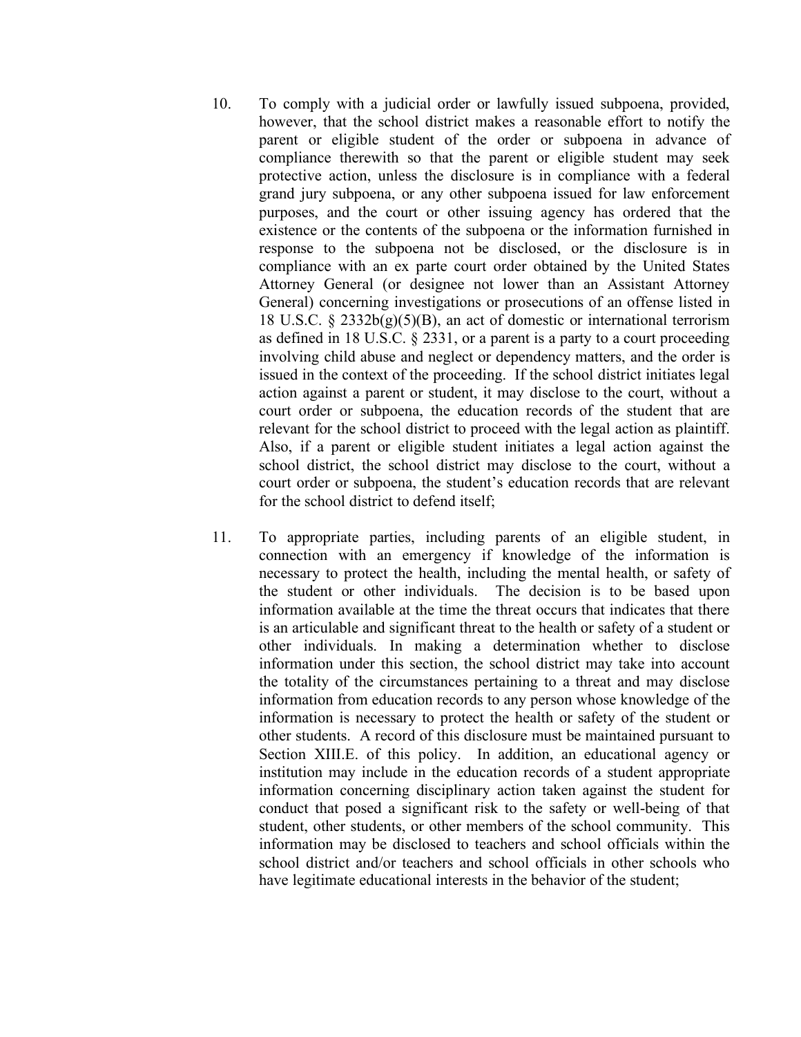10. To comply with a judicial order or lawfully issued subpoena, provided, however, that the school district makes a reasonable effort to notify the parent or eligible student of the order or subpoena in advance of compliance therewith so that the parent or eligible student may seek protective action, unless the disclosure is in compliance with a federal grand jury subpoena, or any other subpoena issued for law enforcement purposes, and the court or other issuing agency has ordered that the existence or the contents of the subpoena or the information furnished in response to the subpoena not be disclosed, or the disclosure is in compliance with an ex parte court order obtained by the United States Attorney General (or designee not lower than an Assistant Attorney General) concerning investigations or prosecutions of an offense listed in 18 U.S.C. § 2332b(g)(5)(B), an act of domestic or international terrorism as defined in 18 U.S.C. § 2331, or a parent is a party to a court proceeding involving child abuse and neglect or dependency matters, and the order is issued in the context of the proceeding. If the school district initiates legal action against a parent or student, it may disclose to the court, without a court order or subpoena, the education records of the student that are relevant for the school district to proceed with the legal action as plaintiff. Also, if a parent or eligible student initiates a legal action against the school district, the school district may disclose to the court, without a court order or subpoena, the student's education records that are relevant for the school district to defend itself;

11. To appropriate parties, including parents of an eligible student, in connection with an emergency if knowledge of the information is necessary to protect the health, including the mental health, or safety of the student or other individuals. The decision is to be based upon information available at the time the threat occurs that indicates that there is an articulable and significant threat to the health or safety of a student or other individuals. In making a determination whether to disclose information under this section, the school district may take into account the totality of the circumstances pertaining to a threat and may disclose information from education records to any person whose knowledge of the information is necessary to protect the health or safety of the student or other students. A record of this disclosure must be maintained pursuant to Section XIII.E. of this policy. In addition, an educational agency or institution may include in the education records of a student appropriate information concerning disciplinary action taken against the student for conduct that posed a significant risk to the safety or well-being of that student, other students, or other members of the school community. This information may be disclosed to teachers and school officials within the school district and/or teachers and school officials in other schools who have legitimate educational interests in the behavior of the student;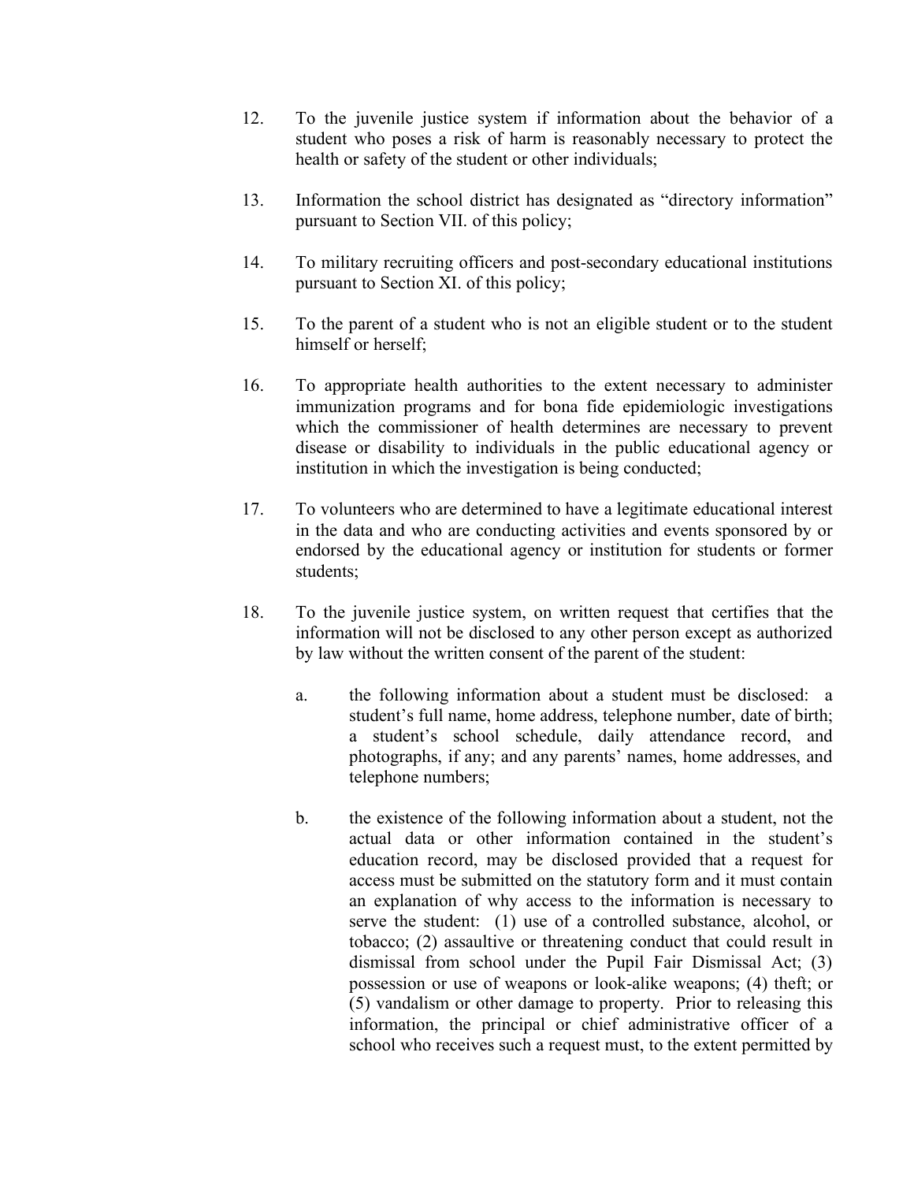12. To the juvenile justice system if information about the behavior of a student who poses a risk of harm is reasonably necessary to protect the health or safety of the student or other individuals;

13. Information the school district has designated as "directory information" pursuant to Section VII. of this policy;

14. To military recruiting officers and post-secondary educational institutions pursuant to Section XI. of this policy;

15. To the parent of a student who is not an eligible student or to the student himself or herself;

16. To appropriate health authorities to the extent necessary to administer immunization programs and for bona fide epidemiologic investigations which the commissioner of health determines are necessary to prevent disease or disability to individuals in the public educational agency or institution in which the investigation is being conducted;

17. To volunteers who are determined to have a legitimate educational interest in the data and who are conducting activities and events sponsored by or endorsed by the educational agency or institution for students or former students;

18. To the juvenile justice system, on written request that certifies that the information will not be disclosed to any other person except as authorized by law without the written consent of the parent of the student:

    a. the following information about a student must be disclosed: a student's full name, home address, telephone number, date of birth; a student's school schedule, daily attendance record, and photographs, if any; and any parents' names, home addresses, and telephone numbers;

    b. the existence of the following information about a student, not the actual data or other information contained in the student's education record, may be disclosed provided that a request for access must be submitted on the statutory form and it must contain an explanation of why access to the information is necessary to serve the student: (1) use of a controlled substance, alcohol, or tobacco; (2) assaultive or threatening conduct that could result in dismissal from school under the Pupil Fair Dismissal Act; (3) possession or use of weapons or look-alike weapons; (4) theft; or (5) vandalism or other damage to property. Prior to releasing this information, the principal or chief administrative officer of a school who receives such a request must, to the extent permitted by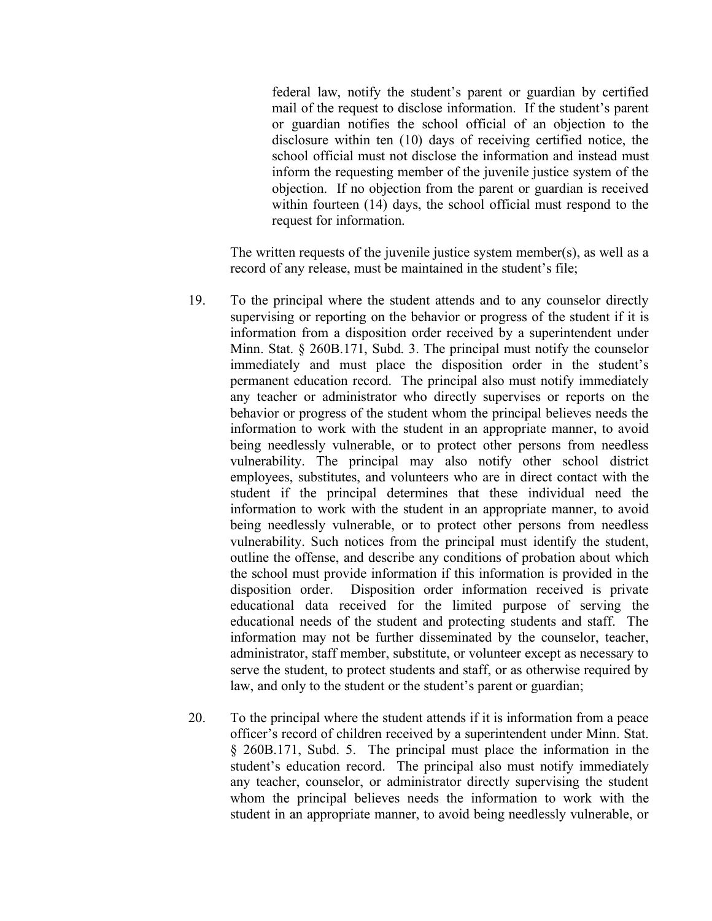federal law, notify the student's parent or guardian by certified mail of the request to disclose information. If the student's parent or guardian notifies the school official of an objection to the disclosure within ten (10) days of receiving certified notice, the school official must not disclose the information and instead must inform the requesting member of the juvenile justice system of the objection. If no objection from the parent or guardian is received within fourteen (14) days, the school official must respond to the request for information.

The written requests of the juvenile justice system member(s), as well as a record of any release, must be maintained in the student's file;

19. To the principal where the student attends and to any counselor directly supervising or reporting on the behavior or progress of the student if it is information from a disposition order received by a superintendent under Minn. Stat. § 260B.171, Subd. 3. The principal must notify the counselor immediately and must place the disposition order in the student's permanent education record. The principal also must notify immediately any teacher or administrator who directly supervises or reports on the behavior or progress of the student whom the principal believes needs the information to work with the student in an appropriate manner, to avoid being needlessly vulnerable, or to protect other persons from needless vulnerability. The principal may also notify other school district employees, substitutes, and volunteers who are in direct contact with the student if the principal determines that these individual need the information to work with the student in an appropriate manner, to avoid being needlessly vulnerable, or to protect other persons from needless vulnerability. Such notices from the principal must identify the student, outline the offense, and describe any conditions of probation about which the school must provide information if this information is provided in the disposition order. Disposition order information received is private educational data received for the limited purpose of serving the educational needs of the student and protecting students and staff. The information may not be further disseminated by the counselor, teacher, administrator, staff member, substitute, or volunteer except as necessary to serve the student, to protect students and staff, or as otherwise required by law, and only to the student or the student's parent or guardian;

20. To the principal where the student attends if it is information from a peace officer's record of children received by a superintendent under Minn. Stat. § 260B.171, Subd. 5. The principal must place the information in the student's education record. The principal also must notify immediately any teacher, counselor, or administrator directly supervising the student whom the principal believes needs the information to work with the student in an appropriate manner, to avoid being needlessly vulnerable, or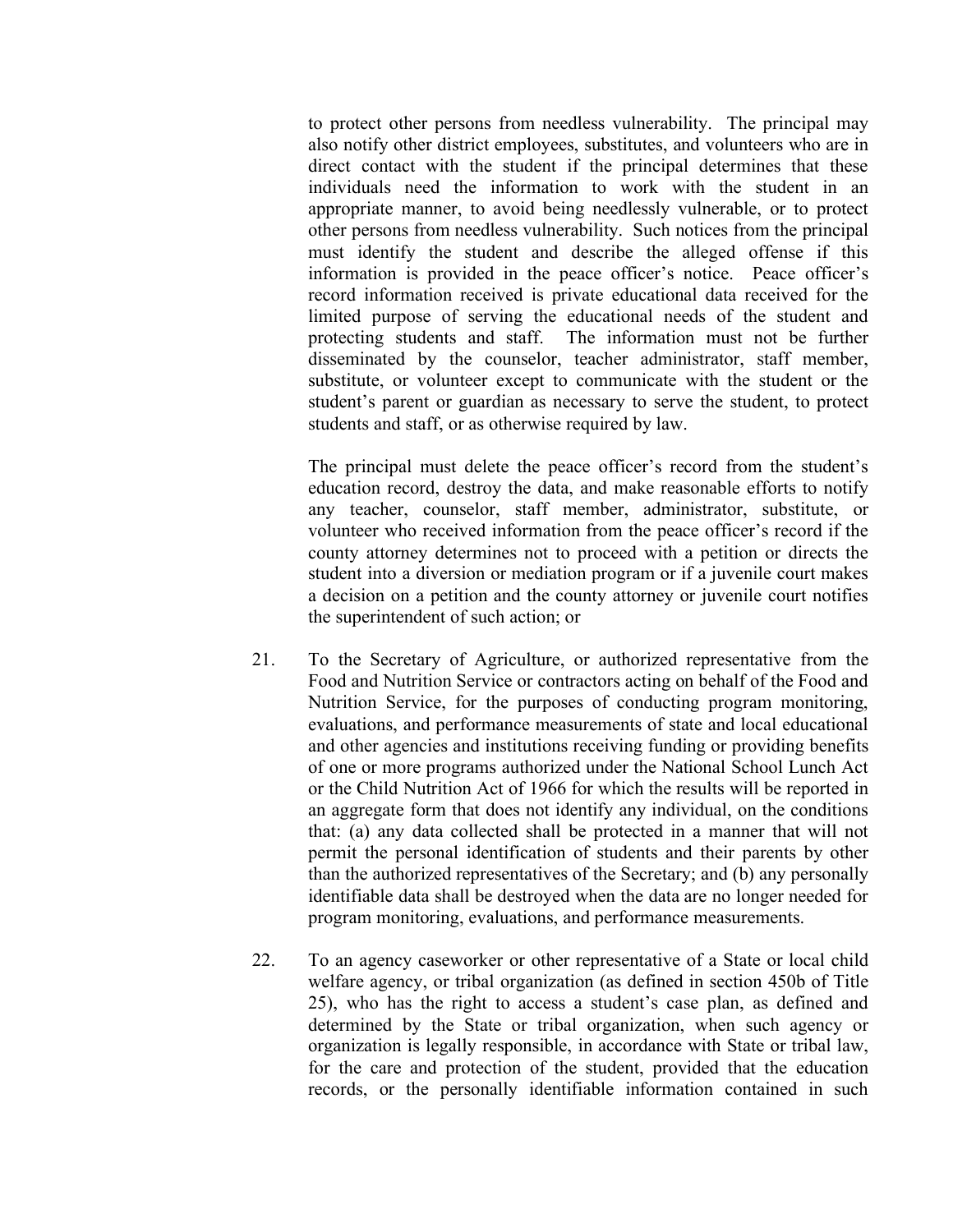to protect other persons from needless vulnerability. The principal may also notify other district employees, substitutes, and volunteers who are in direct contact with the student if the principal determines that these individuals need the information to work with the student in an appropriate manner, to avoid being needlessly vulnerable, or to protect other persons from needless vulnerability. Such notices from the principal must identify the student and describe the alleged offense if this information is provided in the peace officer's notice. Peace officer's record information received is private educational data received for the limited purpose of serving the educational needs of the student and protecting students and staff. The information must not be further disseminated by the counselor, teacher administrator, staff member, substitute, or volunteer except to communicate with the student or the student's parent or guardian as necessary to serve the student, to protect students and staff, or as otherwise required by law.

The principal must delete the peace officer's record from the student's education record, destroy the data, and make reasonable efforts to notify any teacher, counselor, staff member, administrator, substitute, or volunteer who received information from the peace officer's record if the county attorney determines not to proceed with a petition or directs the student into a diversion or mediation program or if a juvenile court makes a decision on a petition and the county attorney or juvenile court notifies the superintendent of such action; or

21. To the Secretary of Agriculture, or authorized representative from the Food and Nutrition Service or contractors acting on behalf of the Food and Nutrition Service, for the purposes of conducting program monitoring, evaluations, and performance measurements of state and local educational and other agencies and institutions receiving funding or providing benefits of one or more programs authorized under the National School Lunch Act or the Child Nutrition Act of 1966 for which the results will be reported in an aggregate form that does not identify any individual, on the conditions that: (a) any data collected shall be protected in a manner that will not permit the personal identification of students and their parents by other than the authorized representatives of the Secretary; and (b) any personally identifiable data shall be destroyed when the data are no longer needed for program monitoring, evaluations, and performance measurements.

22. To an agency caseworker or other representative of a State or local child welfare agency, or tribal organization (as defined in section 450b of Title 25), who has the right to access a student's case plan, as defined and determined by the State or tribal organization, when such agency or organization is legally responsible, in accordance with State or tribal law, for the care and protection of the student, provided that the education records, or the personally identifiable information contained in such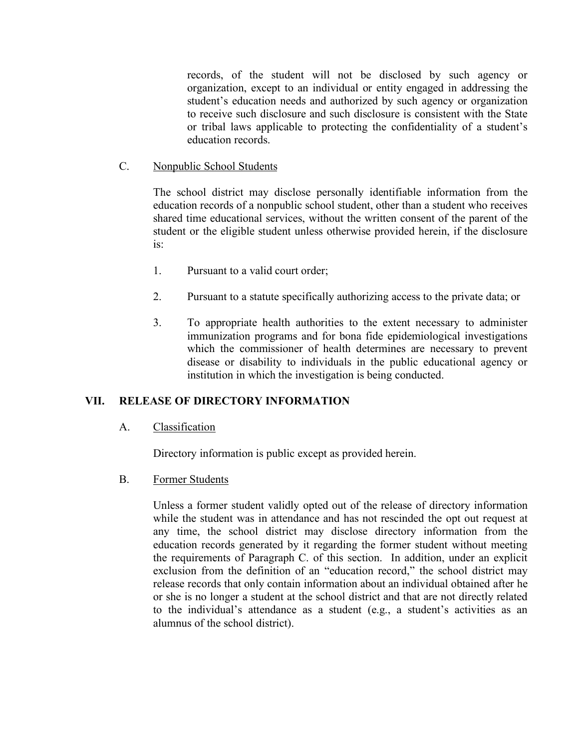records, of the student will not be disclosed by such agency or organization, except to an individual or entity engaged in addressing the student's education needs and authorized by such agency or organization to receive such disclosure and such disclosure is consistent with the State or tribal laws applicable to protecting the confidentiality of a student's education records.

C. Nonpublic School Students

The school district may disclose personally identifiable information from the education records of a nonpublic school student, other than a student who receives shared time educational services, without the written consent of the parent of the student or the eligible student unless otherwise provided herein, if the disclosure is:

1. Pursuant to a valid court order;

2. Pursuant to a statute specifically authorizing access to the private data; or

3. To appropriate health authorities to the extent necessary to administer immunization programs and for bona fide epidemiological investigations which the commissioner of health determines are necessary to prevent disease or disability to individuals in the public educational agency or institution in which the investigation is being conducted.

## VII. RELEASE OF DIRECTORY INFORMATION

A. Classification

Directory information is public except as provided herein.

B. Former Students

Unless a former student validly opted out of the release of directory information while the student was in attendance and has not rescinded the opt out request at any time, the school district may disclose directory information from the education records generated by it regarding the former student without meeting the requirements of Paragraph C. of this section. In addition, under an explicit exclusion from the definition of an "education record," the school district may release records that only contain information about an individual obtained after he or she is no longer a student at the school district and that are not directly related to the individual's attendance as a student (e.g., a student's activities as an alumnus of the school district).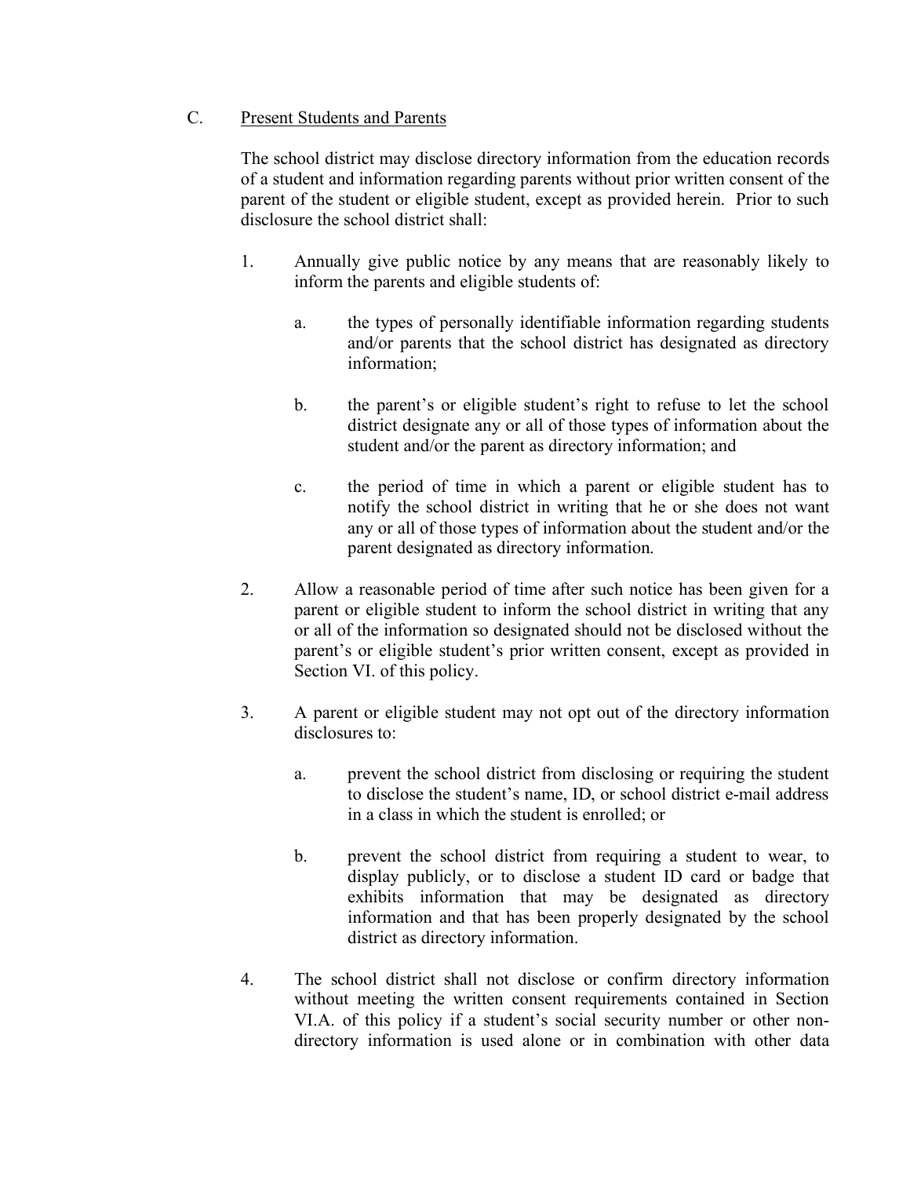C. Present Students and Parents

The school district may disclose directory information from the education records of a student and information regarding parents without prior written consent of the parent of the student or eligible student, except as provided herein. Prior to such disclosure the school district shall:

1. Annually give public notice by any means that are reasonably likely to inform the parents and eligible students of:

   a. the types of personally identifiable information regarding students and/or parents that the school district has designated as directory information;

   b. the parent's or eligible student's right to refuse to let the school district designate any or all of those types of information about the student and/or the parent as directory information; and

   c. the period of time in which a parent or eligible student has to notify the school district in writing that he or she does not want any or all of those types of information about the student and/or the parent designated as directory information.

2. Allow a reasonable period of time after such notice has been given for a parent or eligible student to inform the school district in writing that any or all of the information so designated should not be disclosed without the parent's or eligible student's prior written consent, except as provided in Section VI. of this policy.

3. A parent or eligible student may not opt out of the directory information disclosures to:

   a. prevent the school district from disclosing or requiring the student to disclose the student's name, ID, or school district e-mail address in a class in which the student is enrolled; or

   b. prevent the school district from requiring a student to wear, to display publicly, or to disclose a student ID card or badge that exhibits information that may be designated as directory information and that has been properly designated by the school district as directory information.

4. The school district shall not disclose or confirm directory information without meeting the written consent requirements contained in Section VI.A. of this policy if a student's social security number or other non-directory information is used alone or in combination with other data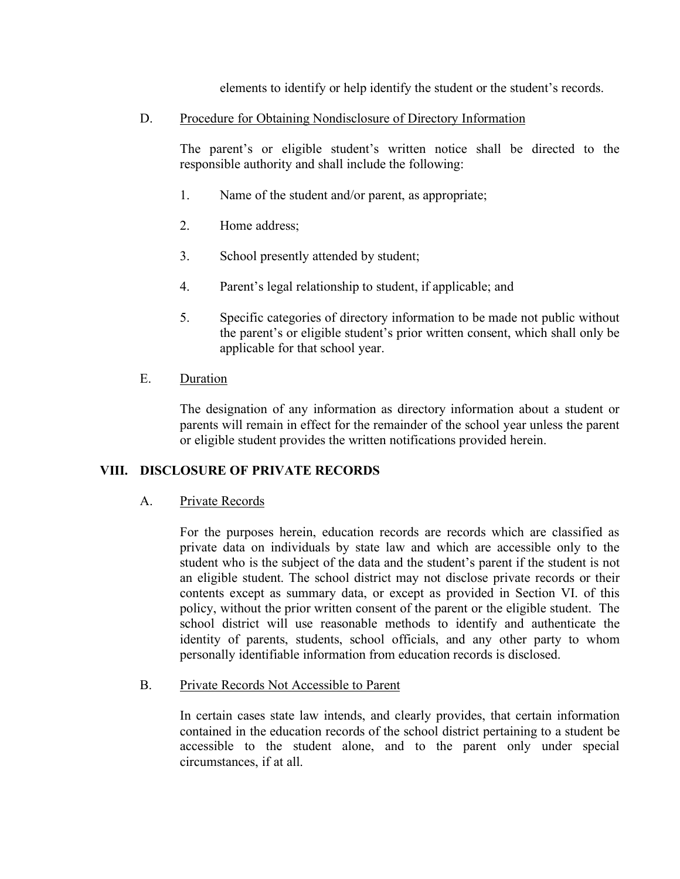elements to identify or help identify the student or the student's records.

D. Procedure for Obtaining Nondisclosure of Directory Information

The parent's or eligible student's written notice shall be directed to the responsible authority and shall include the following:

1. Name of the student and/or parent, as appropriate;

2. Home address;

3. School presently attended by student;

4. Parent's legal relationship to student, if applicable; and

5. Specific categories of directory information to be made not public without the parent's or eligible student's prior written consent, which shall only be applicable for that school year.

E. Duration

The designation of any information as directory information about a student or parents will remain in effect for the remainder of the school year unless the parent or eligible student provides the written notifications provided herein.

## VIII. DISCLOSURE OF PRIVATE RECORDS

A. Private Records

For the purposes herein, education records are records which are classified as private data on individuals by state law and which are accessible only to the student who is the subject of the data and the student's parent if the student is not an eligible student. The school district may not disclose private records or their contents except as summary data, or except as provided in Section VI. of this policy, without the prior written consent of the parent or the eligible student. The school district will use reasonable methods to identify and authenticate the identity of parents, students, school officials, and any other party to whom personally identifiable information from education records is disclosed.

B. Private Records Not Accessible to Parent

In certain cases state law intends, and clearly provides, that certain information contained in the education records of the school district pertaining to a student be accessible to the student alone, and to the parent only under special circumstances, if at all.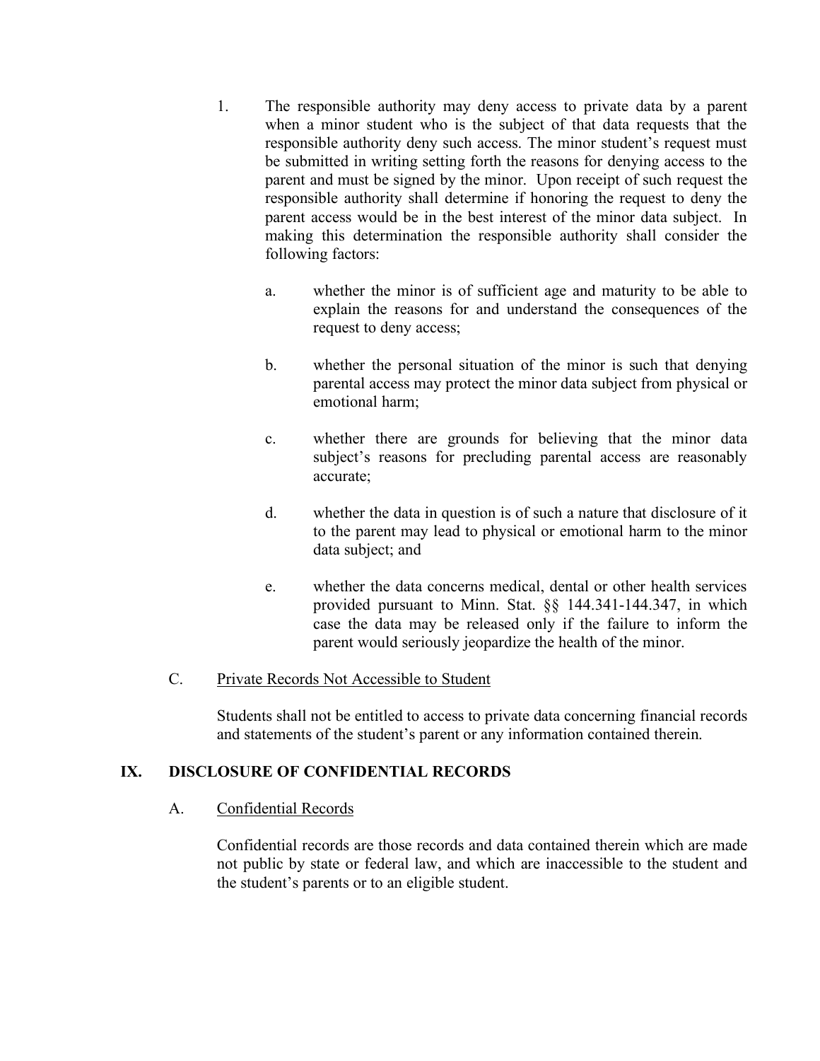1. The responsible authority may deny access to private data by a parent when a minor student who is the subject of that data requests that the responsible authority deny such access. The minor student's request must be submitted in writing setting forth the reasons for denying access to the parent and must be signed by the minor. Upon receipt of such request the responsible authority shall determine if honoring the request to deny the parent access would be in the best interest of the minor data subject. In making this determination the responsible authority shall consider the following factors:

   a. whether the minor is of sufficient age and maturity to be able to explain the reasons for and understand the consequences of the request to deny access;

   b. whether the personal situation of the minor is such that denying parental access may protect the minor data subject from physical or emotional harm;

   c. whether there are grounds for believing that the minor data subject's reasons for precluding parental access are reasonably accurate;

   d. whether the data in question is of such a nature that disclosure of it to the parent may lead to physical or emotional harm to the minor data subject; and

   e. whether the data concerns medical, dental or other health services provided pursuant to Minn. Stat. §§ 144.341-144.347, in which case the data may be released only if the failure to inform the parent would seriously jeopardize the health of the minor.

C. <u>Private Records Not Accessible to Student</u>

Students shall not be entitled to access to private data concerning financial records and statements of the student's parent or any information contained therein.

## IX. DISCLOSURE OF CONFIDENTIAL RECORDS

A. <u>Confidential Records</u>

Confidential records are those records and data contained therein which are made not public by state or federal law, and which are inaccessible to the student and the student's parents or to an eligible student.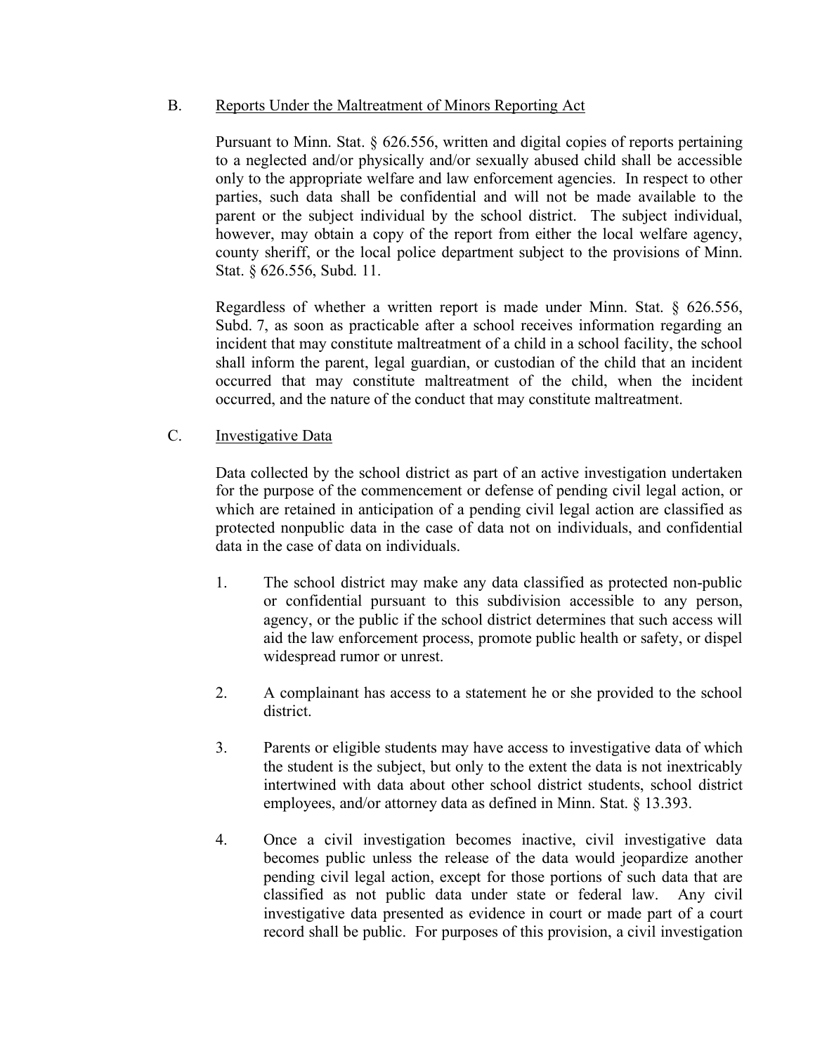B. Reports Under the Maltreatment of Minors Reporting Act

Pursuant to Minn. Stat. § 626.556, written and digital copies of reports pertaining to a neglected and/or physically and/or sexually abused child shall be accessible only to the appropriate welfare and law enforcement agencies. In respect to other parties, such data shall be confidential and will not be made available to the parent or the subject individual by the school district. The subject individual, however, may obtain a copy of the report from either the local welfare agency, county sheriff, or the local police department subject to the provisions of Minn. Stat. § 626.556, Subd. 11.

Regardless of whether a written report is made under Minn. Stat. § 626.556, Subd. 7, as soon as practicable after a school receives information regarding an incident that may constitute maltreatment of a child in a school facility, the school shall inform the parent, legal guardian, or custodian of the child that an incident occurred that may constitute maltreatment of the child, when the incident occurred, and the nature of the conduct that may constitute maltreatment.

C. Investigative Data

Data collected by the school district as part of an active investigation undertaken for the purpose of the commencement or defense of pending civil legal action, or which are retained in anticipation of a pending civil legal action are classified as protected nonpublic data in the case of data not on individuals, and confidential data in the case of data on individuals.

1. The school district may make any data classified as protected non-public or confidential pursuant to this subdivision accessible to any person, agency, or the public if the school district determines that such access will aid the law enforcement process, promote public health or safety, or dispel widespread rumor or unrest.

2. A complainant has access to a statement he or she provided to the school district.

3. Parents or eligible students may have access to investigative data of which the student is the subject, but only to the extent the data is not inextricably intertwined with data about other school district students, school district employees, and/or attorney data as defined in Minn. Stat. § 13.393.

4. Once a civil investigation becomes inactive, civil investigative data becomes public unless the release of the data would jeopardize another pending civil legal action, except for those portions of such data that are classified as not public data under state or federal law. Any civil investigative data presented as evidence in court or made part of a court record shall be public. For purposes of this provision, a civil investigation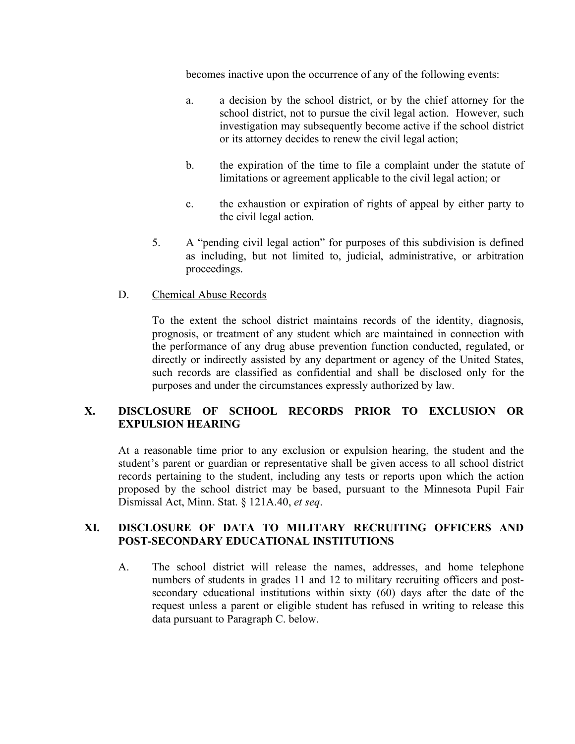becomes inactive upon the occurrence of any of the following events:

a. a decision by the school district, or by the chief attorney for the school district, not to pursue the civil legal action. However, such investigation may subsequently become active if the school district or its attorney decides to renew the civil legal action;

b. the expiration of the time to file a complaint under the statute of limitations or agreement applicable to the civil legal action; or

c. the exhaustion or expiration of rights of appeal by either party to the civil legal action.

5. A "pending civil legal action" for purposes of this subdivision is defined as including, but not limited to, judicial, administrative, or arbitration proceedings.

D. <u>Chemical Abuse Records</u>

To the extent the school district maintains records of the identity, diagnosis, prognosis, or treatment of any student which are maintained in connection with the performance of any drug abuse prevention function conducted, regulated, or directly or indirectly assisted by any department or agency of the United States, such records are classified as confidential and shall be disclosed only for the purposes and under the circumstances expressly authorized by law.

## X. DISCLOSURE OF SCHOOL RECORDS PRIOR TO EXCLUSION OR EXPULSION HEARING

At a reasonable time prior to any exclusion or expulsion hearing, the student and the student's parent or guardian or representative shall be given access to all school district records pertaining to the student, including any tests or reports upon which the action proposed by the school district may be based, pursuant to the Minnesota Pupil Fair Dismissal Act, Minn. Stat. § 121A.40, *et seq*.

## XI. DISCLOSURE OF DATA TO MILITARY RECRUITING OFFICERS AND POST-SECONDARY EDUCATIONAL INSTITUTIONS

A. The school district will release the names, addresses, and home telephone numbers of students in grades 11 and 12 to military recruiting officers and post-secondary educational institutions within sixty (60) days after the date of the request unless a parent or eligible student has refused in writing to release this data pursuant to Paragraph C. below.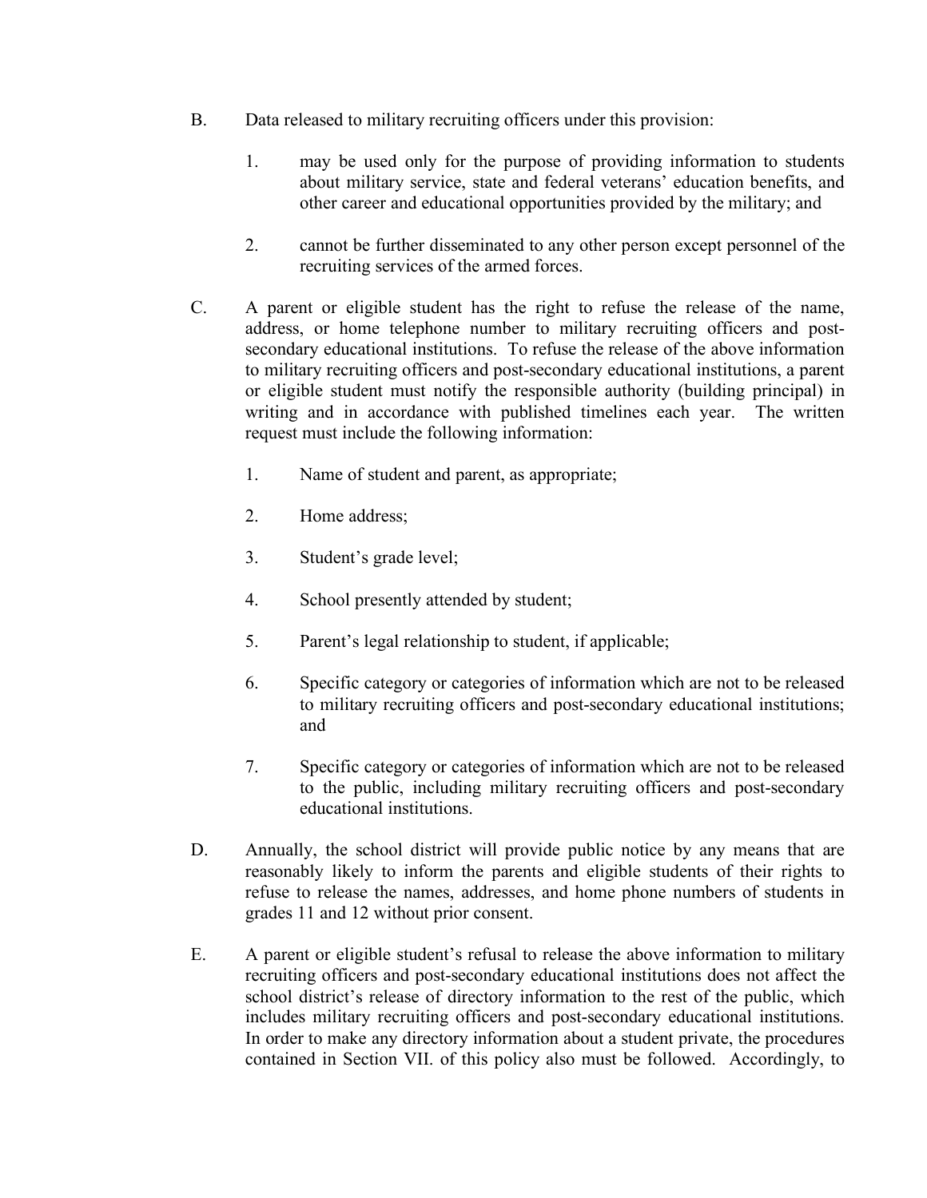B. Data released to military recruiting officers under this provision:

   1. may be used only for the purpose of providing information to students about military service, state and federal veterans' education benefits, and other career and educational opportunities provided by the military; and

   2. cannot be further disseminated to any other person except personnel of the recruiting services of the armed forces.

C. A parent or eligible student has the right to refuse the release of the name, address, or home telephone number to military recruiting officers and post-secondary educational institutions. To refuse the release of the above information to military recruiting officers and post-secondary educational institutions, a parent or eligible student must notify the responsible authority (building principal) in writing and in accordance with published timelines each year. The written request must include the following information:

   1. Name of student and parent, as appropriate;

   2. Home address;

   3. Student's grade level;

   4. School presently attended by student;

   5. Parent's legal relationship to student, if applicable;

   6. Specific category or categories of information which are not to be released to military recruiting officers and post-secondary educational institutions; and

   7. Specific category or categories of information which are not to be released to the public, including military recruiting officers and post-secondary educational institutions.

D. Annually, the school district will provide public notice by any means that are reasonably likely to inform the parents and eligible students of their rights to refuse to release the names, addresses, and home phone numbers of students in grades 11 and 12 without prior consent.

E. A parent or eligible student's refusal to release the above information to military recruiting officers and post-secondary educational institutions does not affect the school district's release of directory information to the rest of the public, which includes military recruiting officers and post-secondary educational institutions. In order to make any directory information about a student private, the procedures contained in Section VII. of this policy also must be followed. Accordingly, to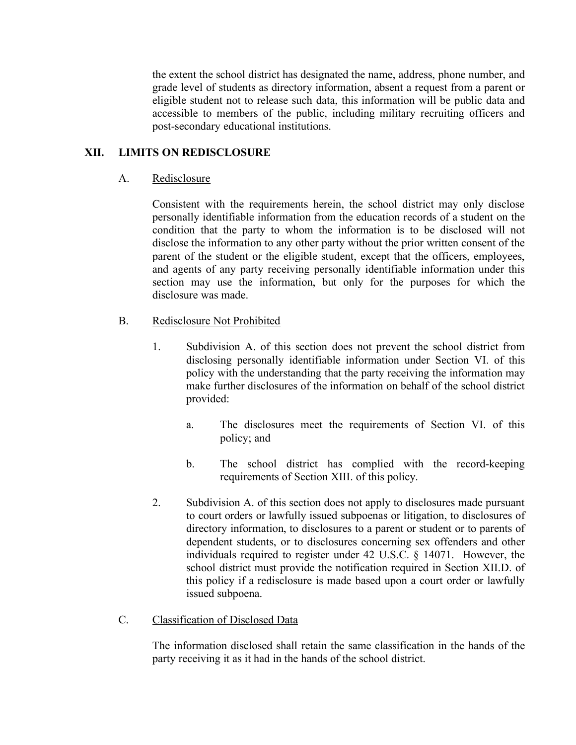the extent the school district has designated the name, address, phone number, and grade level of students as directory information, absent a request from a parent or eligible student not to release such data, this information will be public data and accessible to members of the public, including military recruiting officers and post-secondary educational institutions.

## XII. LIMITS ON REDISCLOSURE

### A. Rediscloure

Consistent with the requirements herein, the school district may only disclose personally identifiable information from the education records of a student on the condition that the party to whom the information is to be disclosed will not disclose the information to any other party without the prior written consent of the parent of the student or the eligible student, except that the officers, employees, and agents of any party receiving personally identifiable information under this section may use the information, but only for the purposes for which the disclosure was made.

### B. Redisclosure Not Prohibited

1. Subdivision A. of this section does not prevent the school district from disclosing personally identifiable information under Section VI. of this policy with the understanding that the party receiving the information may make further disclosures of the information on behalf of the school district provided:

   a. The disclosures meet the requirements of Section VI. of this policy; and

   b. The school district has complied with the record-keeping requirements of Section XIII. of this policy.

2. Subdivision A. of this section does not apply to disclosures made pursuant to court orders or lawfully issued subpoenas or litigation, to disclosures of directory information, to disclosures to a parent or student or to parents of dependent students, or to disclosures concerning sex offenders and other individuals required to register under 42 U.S.C. § 14071. However, the school district must provide the notification required in Section XII.D. of this policy if a redisclosure is made based upon a court order or lawfully issued subpoena.

### C. Classification of Disclosed Data

The information disclosed shall retain the same classification in the hands of the party receiving it as it had in the hands of the school district.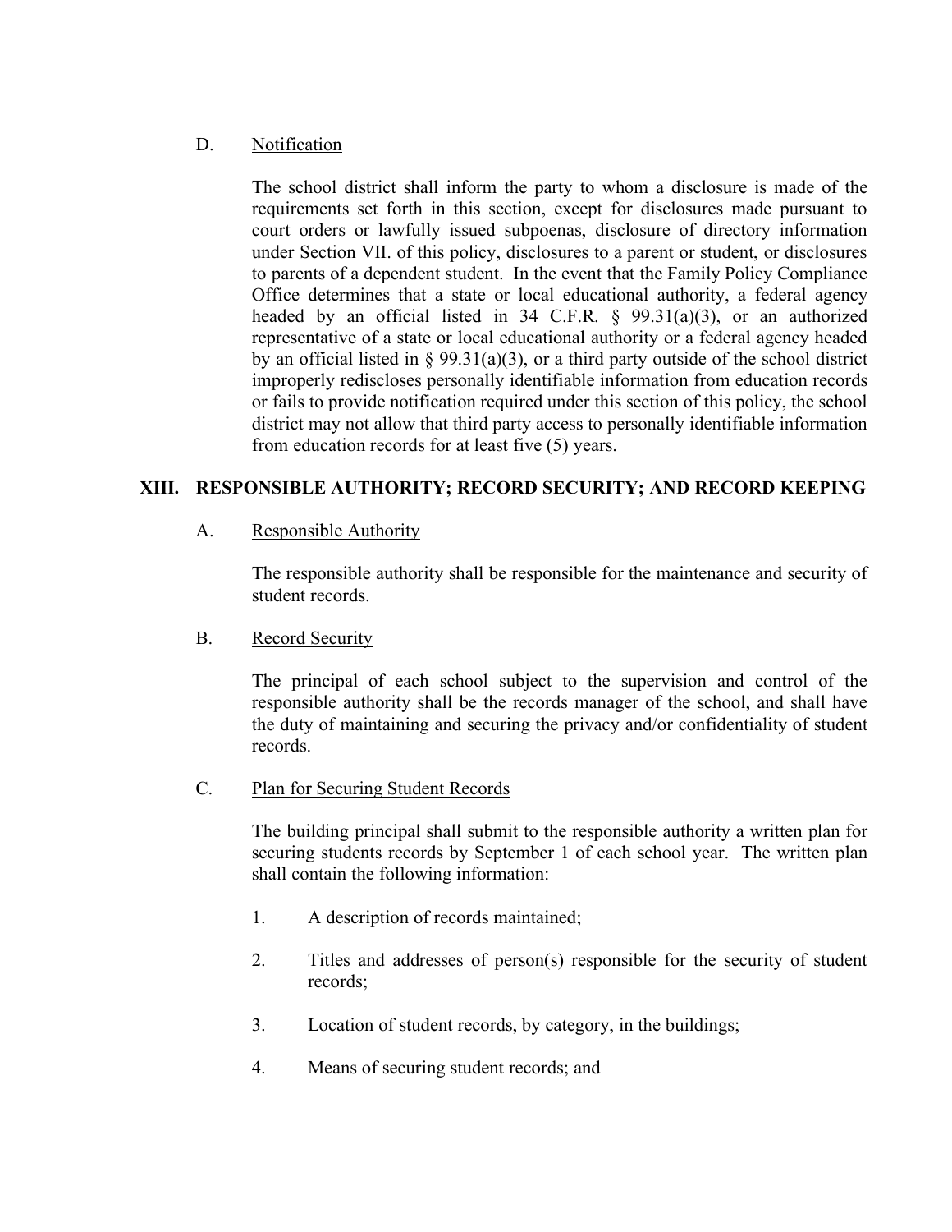D. Notification

The school district shall inform the party to whom a disclosure is made of the requirements set forth in this section, except for disclosures made pursuant to court orders or lawfully issued subpoenas, disclosure of directory information under Section VII. of this policy, disclosures to a parent or student, or disclosures to parents of a dependent student. In the event that the Family Policy Compliance Office determines that a state or local educational authority, a federal agency headed by an official listed in 34 C.F.R. § 99.31(a)(3), or an authorized representative of a state or local educational authority or a federal agency headed by an official listed in § 99.31(a)(3), or a third party outside of the school district improperly rediscloses personally identifiable information from education records or fails to provide notification required under this section of this policy, the school district may not allow that third party access to personally identifiable information from education records for at least five (5) years.

## XIII. RESPONSIBLE AUTHORITY; RECORD SECURITY; AND RECORD KEEPING

A. Responsible Authority

The responsible authority shall be responsible for the maintenance and security of student records.

B. Record Security

The principal of each school subject to the supervision and control of the responsible authority shall be the records manager of the school, and shall have the duty of maintaining and securing the privacy and/or confidentiality of student records.

C. Plan for Securing Student Records

The building principal shall submit to the responsible authority a written plan for securing students records by September 1 of each school year. The written plan shall contain the following information:

1. A description of records maintained;
2. Titles and addresses of person(s) responsible for the security of student records;
3. Location of student records, by category, in the buildings;
4. Means of securing student records; and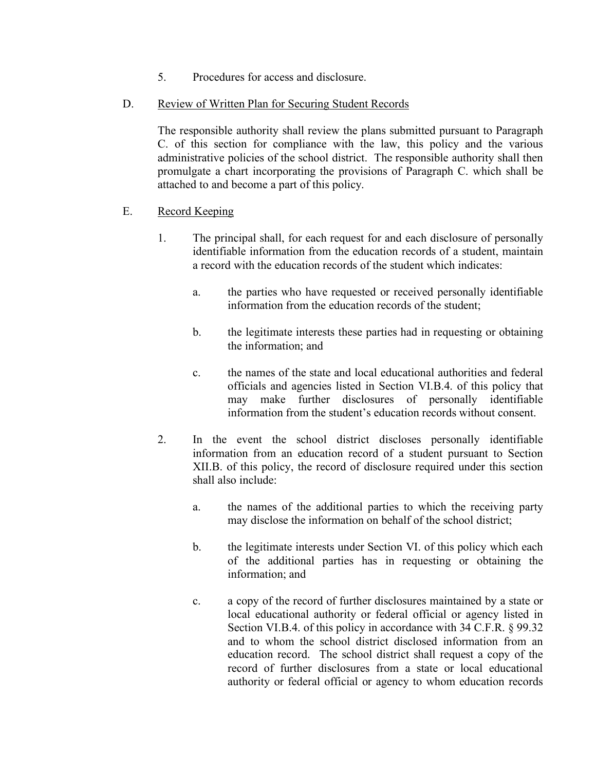5. Procedures for access and disclosure.

D. <u>Review of Written Plan for Securing Student Records</u>

The responsible authority shall review the plans submitted pursuant to Paragraph C. of this section for compliance with the law, this policy and the various administrative policies of the school district. The responsible authority shall then promulgate a chart incorporating the provisions of Paragraph C. which shall be attached to and become a part of this policy.

E. <u>Record Keeping</u>

1. The principal shall, for each request for and each disclosure of personally identifiable information from the education records of a student, maintain a record with the education records of the student which indicates:

   a. the parties who have requested or received personally identifiable information from the education records of the student;

   b. the legitimate interests these parties had in requesting or obtaining the information; and

   c. the names of the state and local educational authorities and federal officials and agencies listed in Section VI.B.4. of this policy that may make further disclosures of personally identifiable information from the student's education records without consent.

2. In the event the school district discloses personally identifiable information from an education record of a student pursuant to Section XII.B. of this policy, the record of disclosure required under this section shall also include:

   a. the names of the additional parties to which the receiving party may disclose the information on behalf of the school district;

   b. the legitimate interests under Section VI. of this policy which each of the additional parties has in requesting or obtaining the information; and

   c. a copy of the record of further disclosures maintained by a state or local educational authority or federal official or agency listed in Section VI.B.4. of this policy in accordance with 34 C.F.R. § 99.32 and to whom the school district disclosed information from an education record. The school district shall request a copy of the record of further disclosures from a state or local educational authority or federal official or agency to whom education records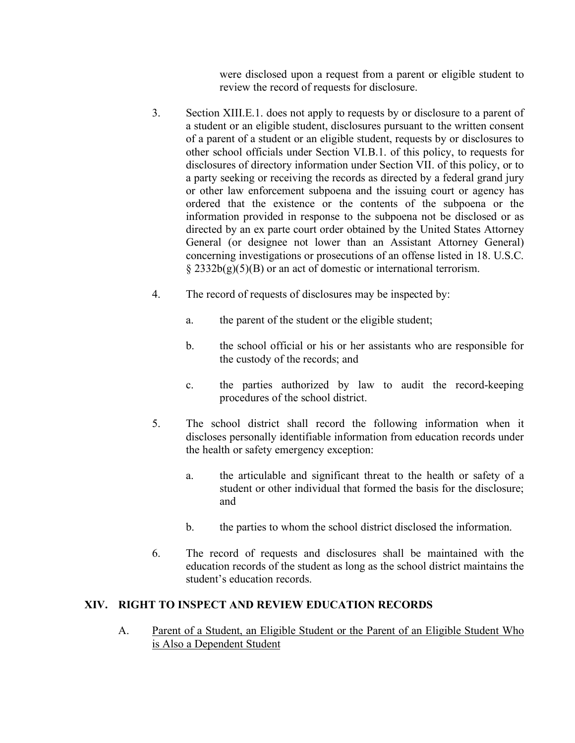were disclosed upon a request from a parent or eligible student to review the record of requests for disclosure.

3. Section XIII.E.1. does not apply to requests by or disclosure to a parent of a student or an eligible student, disclosures pursuant to the written consent of a parent of a student or an eligible student, requests by or disclosures to other school officials under Section VI.B.1. of this policy, to requests for disclosures of directory information under Section VII. of this policy, or to a party seeking or receiving the records as directed by a federal grand jury or other law enforcement subpoena and the issuing court or agency has ordered that the existence or the contents of the subpoena or the information provided in response to the subpoena not be disclosed or as directed by an ex parte court order obtained by the United States Attorney General (or designee not lower than an Assistant Attorney General) concerning investigations or prosecutions of an offense listed in 18. U.S.C. § 2332b(g)(5)(B) or an act of domestic or international terrorism.

4. The record of requests of disclosures may be inspected by:

   a. the parent of the student or the eligible student;

   b. the school official or his or her assistants who are responsible for the custody of the records; and

   c. the parties authorized by law to audit the record-keeping procedures of the school district.

5. The school district shall record the following information when it discloses personally identifiable information from education records under the health or safety emergency exception:

   a. the articulable and significant threat to the health or safety of a student or other individual that formed the basis for the disclosure; and

   b. the parties to whom the school district disclosed the information.

6. The record of requests and disclosures shall be maintained with the education records of the student as long as the school district maintains the student's education records.

## XIV. RIGHT TO INSPECT AND REVIEW EDUCATION RECORDS

A. Parent of a Student, an Eligible Student or the Parent of an Eligible Student Who is Also a Dependent Student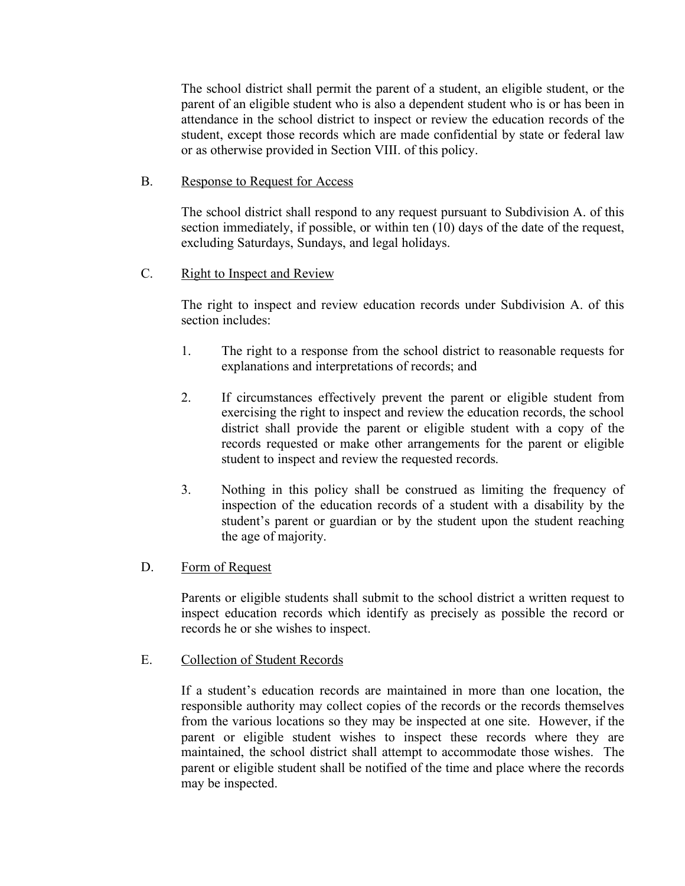The school district shall permit the parent of a student, an eligible student, or the parent of an eligible student who is also a dependent student who is or has been in attendance in the school district to inspect or review the education records of the student, except those records which are made confidential by state or federal law or as otherwise provided in Section VIII. of this policy.

B. Response to Request for Access

The school district shall respond to any request pursuant to Subdivision A. of this section immediately, if possible, or within ten (10) days of the date of the request, excluding Saturdays, Sundays, and legal holidays.

C. Right to Inspect and Review

The right to inspect and review education records under Subdivision A. of this section includes:

1. The right to a response from the school district to reasonable requests for explanations and interpretations of records; and

2. If circumstances effectively prevent the parent or eligible student from exercising the right to inspect and review the education records, the school district shall provide the parent or eligible student with a copy of the records requested or make other arrangements for the parent or eligible student to inspect and review the requested records.

3. Nothing in this policy shall be construed as limiting the frequency of inspection of the education records of a student with a disability by the student's parent or guardian or by the student upon the student reaching the age of majority.

D. Form of Request

Parents or eligible students shall submit to the school district a written request to inspect education records which identify as precisely as possible the record or records he or she wishes to inspect.

E. Collection of Student Records

If a student's education records are maintained in more than one location, the responsible authority may collect copies of the records or the records themselves from the various locations so they may be inspected at one site. However, if the parent or eligible student wishes to inspect these records where they are maintained, the school district shall attempt to accommodate those wishes. The parent or eligible student shall be notified of the time and place where the records may be inspected.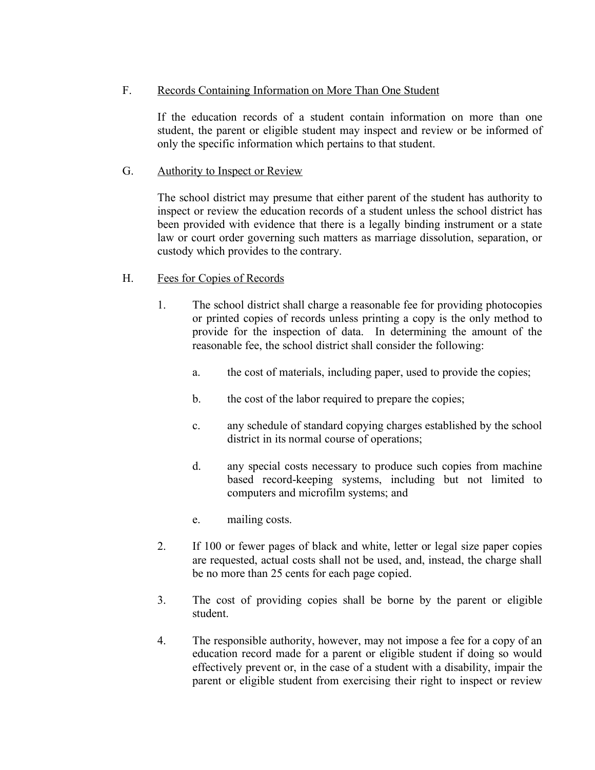F. Records Containing Information on More Than One Student

If the education records of a student contain information on more than one student, the parent or eligible student may inspect and review or be informed of only the specific information which pertains to that student.

G. Authority to Inspect or Review

The school district may presume that either parent of the student has authority to inspect or review the education records of a student unless the school district has been provided with evidence that there is a legally binding instrument or a state law or court order governing such matters as marriage dissolution, separation, or custody which provides to the contrary.

H. Fees for Copies of Records

1. The school district shall charge a reasonable fee for providing photocopies or printed copies of records unless printing a copy is the only method to provide for the inspection of data. In determining the amount of the reasonable fee, the school district shall consider the following:

   a. the cost of materials, including paper, used to provide the copies;

   b. the cost of the labor required to prepare the copies;

   c. any schedule of standard copying charges established by the school district in its normal course of operations;

   d. any special costs necessary to produce such copies from machine based record-keeping systems, including but not limited to computers and microfilm systems; and

   e. mailing costs.

2. If 100 or fewer pages of black and white, letter or legal size paper copies are requested, actual costs shall not be used, and, instead, the charge shall be no more than 25 cents for each page copied.

3. The cost of providing copies shall be borne by the parent or eligible student.

4. The responsible authority, however, may not impose a fee for a copy of an education record made for a parent or eligible student if doing so would effectively prevent or, in the case of a student with a disability, impair the parent or eligible student from exercising their right to inspect or review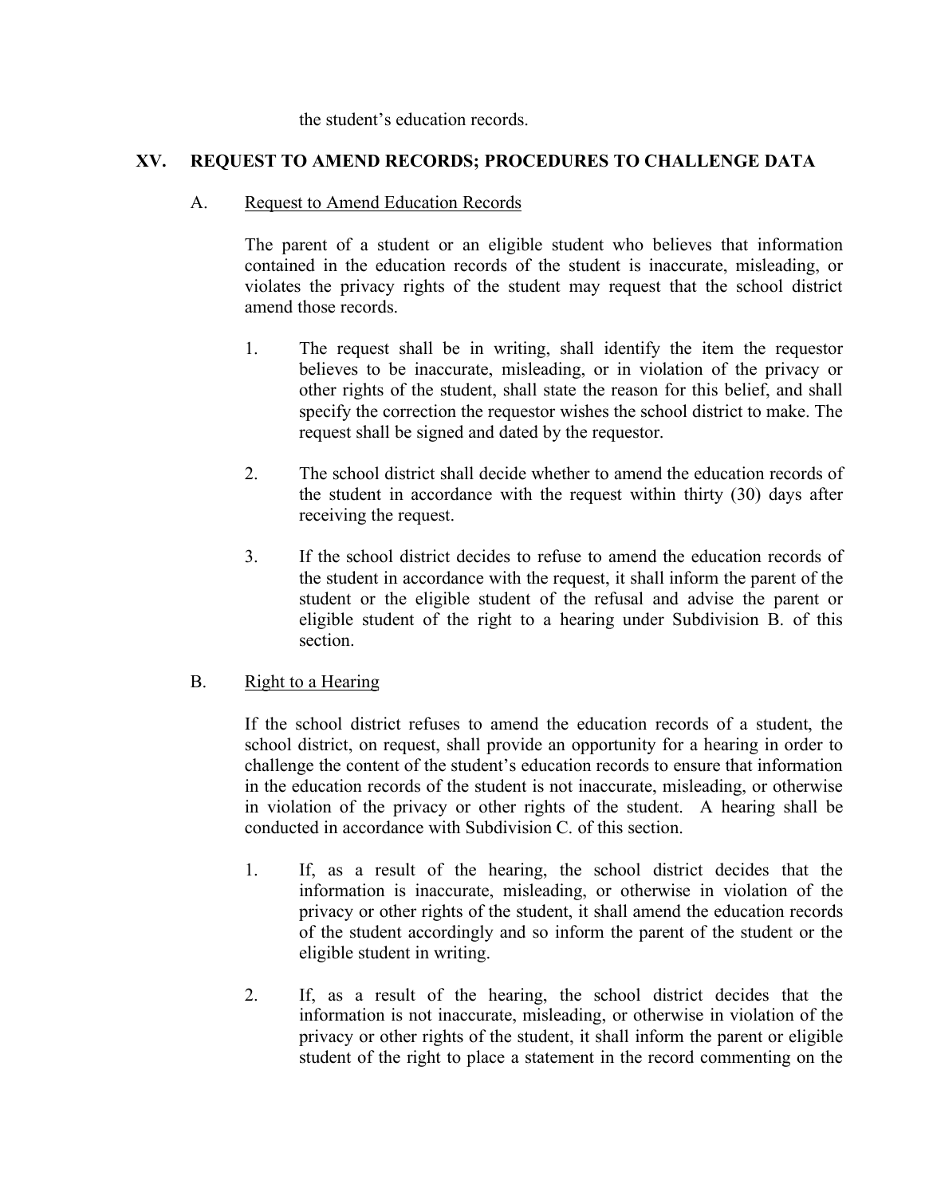the student's education records.

## XV. REQUEST TO AMEND RECORDS; PROCEDURES TO CHALLENGE DATA

### A. Request to Amend Education Records

The parent of a student or an eligible student who believes that information contained in the education records of the student is inaccurate, misleading, or violates the privacy rights of the student may request that the school district amend those records.

1. The request shall be in writing, shall identify the item the requestor believes to be inaccurate, misleading, or in violation of the privacy or other rights of the student, shall state the reason for this belief, and shall specify the correction the requestor wishes the school district to make. The request shall be signed and dated by the requestor.

2. The school district shall decide whether to amend the education records of the student in accordance with the request within thirty (30) days after receiving the request.

3. If the school district decides to refuse to amend the education records of the student in accordance with the request, it shall inform the parent of the student or the eligible student of the refusal and advise the parent or eligible student of the right to a hearing under Subdivision B. of this section.

### B. Right to a Hearing

If the school district refuses to amend the education records of a student, the school district, on request, shall provide an opportunity for a hearing in order to challenge the content of the student's education records to ensure that information in the education records of the student is not inaccurate, misleading, or otherwise in violation of the privacy or other rights of the student. A hearing shall be conducted in accordance with Subdivision C. of this section.

1. If, as a result of the hearing, the school district decides that the information is inaccurate, misleading, or otherwise in violation of the privacy or other rights of the student, it shall amend the education records of the student accordingly and so inform the parent of the student or the eligible student in writing.

2. If, as a result of the hearing, the school district decides that the information is not inaccurate, misleading, or otherwise in violation of the privacy or other rights of the student, it shall inform the parent or eligible student of the right to place a statement in the record commenting on the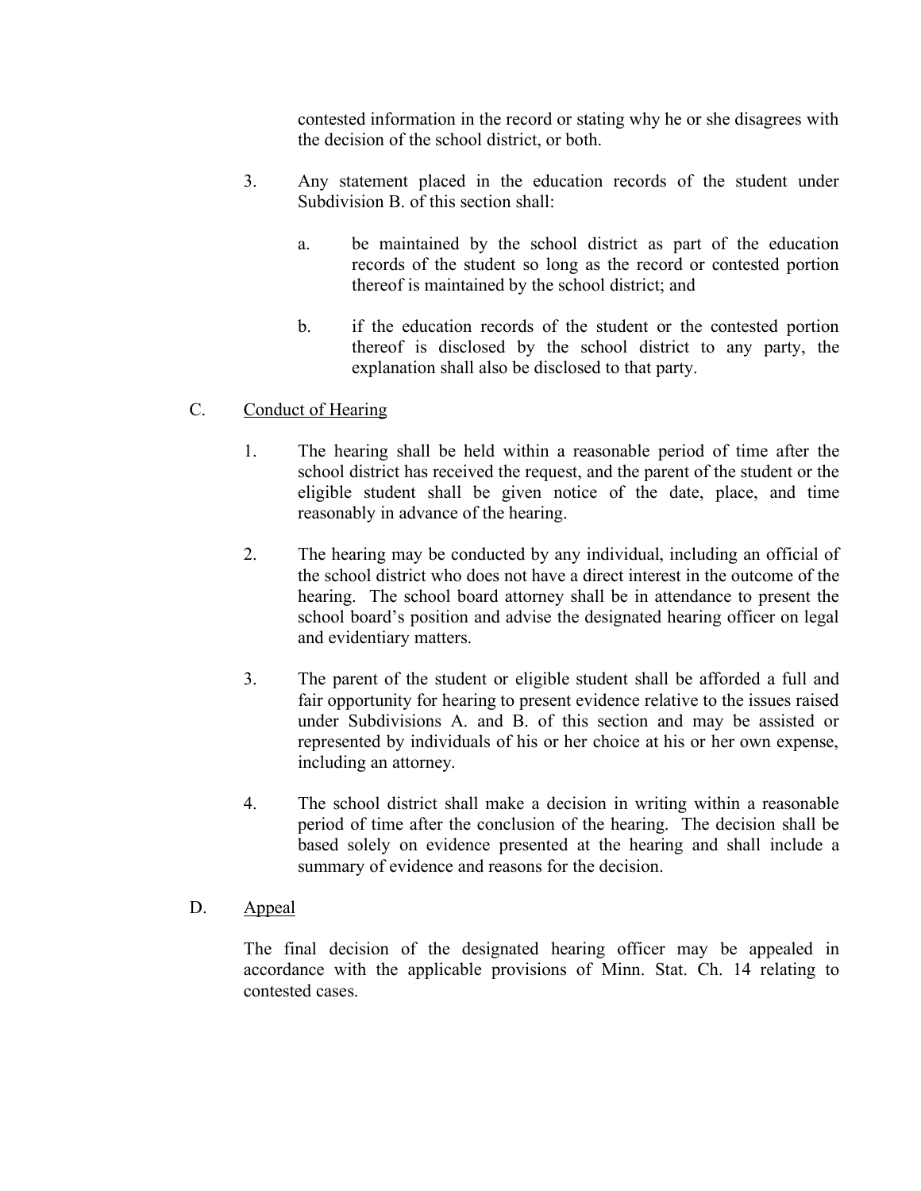contested information in the record or stating why he or she disagrees with the decision of the school district, or both.

3. Any statement placed in the education records of the student under Subdivision B. of this section shall:

   a. be maintained by the school district as part of the education records of the student so long as the record or contested portion thereof is maintained by the school district; and

   b. if the education records of the student or the contested portion thereof is disclosed by the school district to any party, the explanation shall also be disclosed to that party.

C. Conduct of Hearing

1. The hearing shall be held within a reasonable period of time after the school district has received the request, and the parent of the student or the eligible student shall be given notice of the date, place, and time reasonably in advance of the hearing.

2. The hearing may be conducted by any individual, including an official of the school district who does not have a direct interest in the outcome of the hearing. The school board attorney shall be in attendance to present the school board's position and advise the designated hearing officer on legal and evidentiary matters.

3. The parent of the student or eligible student shall be afforded a full and fair opportunity for hearing to present evidence relative to the issues raised under Subdivisions A. and B. of this section and may be assisted or represented by individuals of his or her choice at his or her own expense, including an attorney.

4. The school district shall make a decision in writing within a reasonable period of time after the conclusion of the hearing. The decision shall be based solely on evidence presented at the hearing and shall include a summary of evidence and reasons for the decision.

D. Appeal

The final decision of the designated hearing officer may be appealed in accordance with the applicable provisions of Minn. Stat. Ch. 14 relating to contested cases.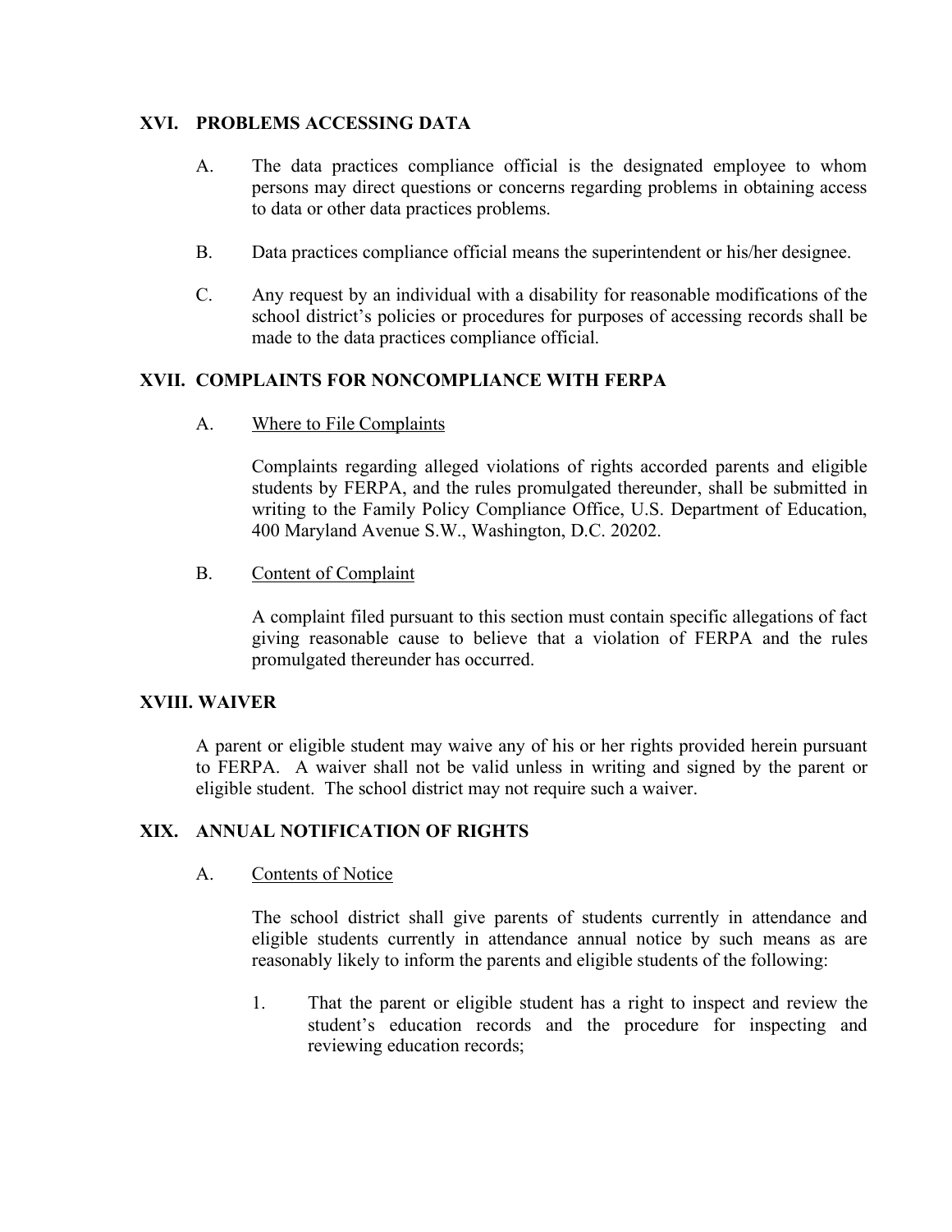## XVI. PROBLEMS ACCESSING DATA

A. The data practices compliance official is the designated employee to whom persons may direct questions or concerns regarding problems in obtaining access to data or other data practices problems.

B. Data practices compliance official means the superintendent or his/her designee.

C. Any request by an individual with a disability for reasonable modifications of the school district's policies or procedures for purposes of accessing records shall be made to the data practices compliance official.

## XVII. COMPLAINTS FOR NONCOMPLIANCE WITH FERPA

A. Where to File Complaints

Complaints regarding alleged violations of rights accorded parents and eligible students by FERPA, and the rules promulgated thereunder, shall be submitted in writing to the Family Policy Compliance Office, U.S. Department of Education, 400 Maryland Avenue S.W., Washington, D.C. 20202.

B. Content of Complaint

A complaint filed pursuant to this section must contain specific allegations of fact giving reasonable cause to believe that a violation of FERPA and the rules promulgated thereunder has occurred.

## XVIII. WAIVER

A parent or eligible student may waive any of his or her rights provided herein pursuant to FERPA. A waiver shall not be valid unless in writing and signed by the parent or eligible student. The school district may not require such a waiver.

## XIX. ANNUAL NOTIFICATION OF RIGHTS

A. Contents of Notice

The school district shall give parents of students currently in attendance and eligible students currently in attendance annual notice by such means as are reasonably likely to inform the parents and eligible students of the following:

1. That the parent or eligible student has a right to inspect and review the student's education records and the procedure for inspecting and reviewing education records;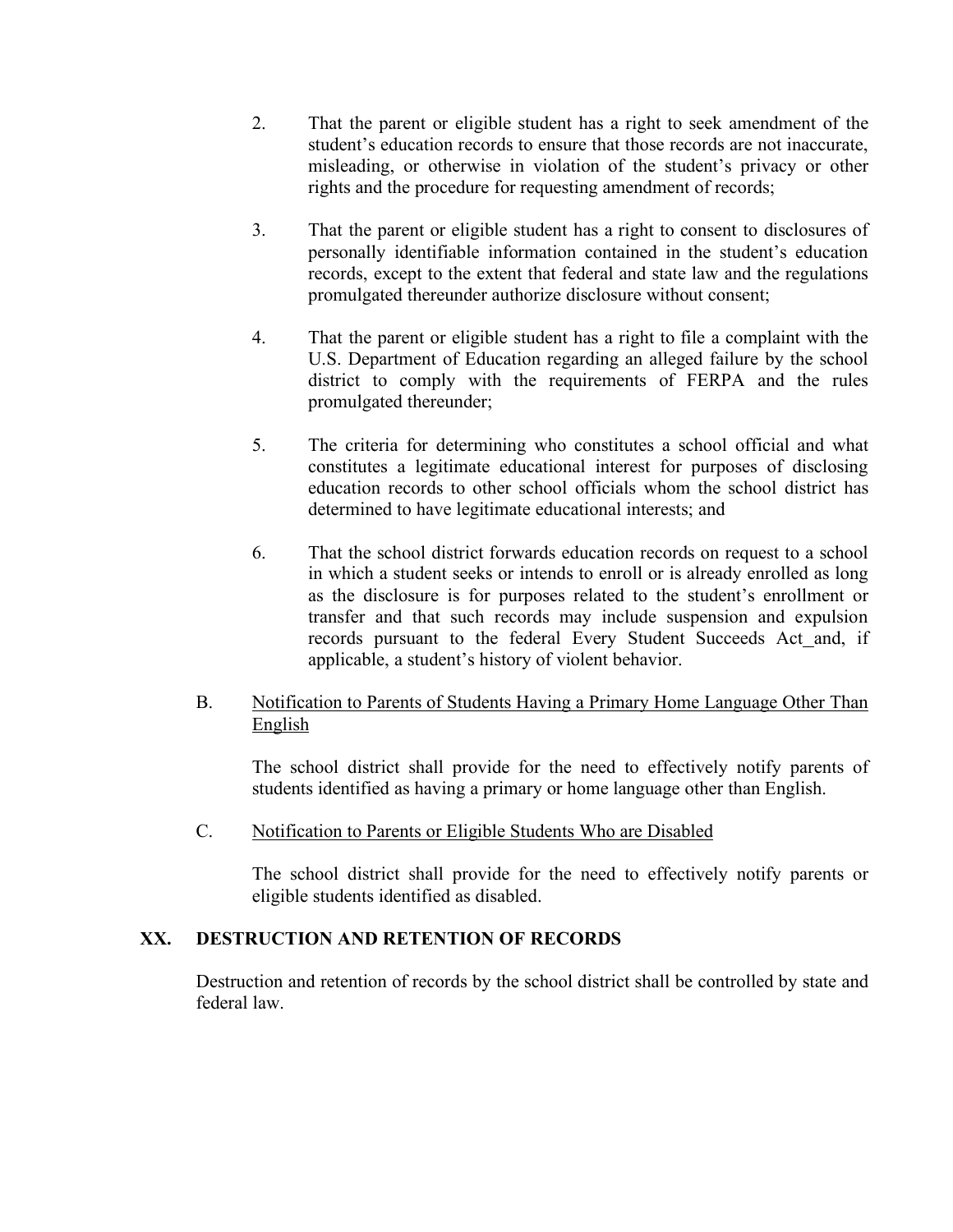2. That the parent or eligible student has a right to seek amendment of the student's education records to ensure that those records are not inaccurate, misleading, or otherwise in violation of the student's privacy or other rights and the procedure for requesting amendment of records;

3. That the parent or eligible student has a right to consent to disclosures of personally identifiable information contained in the student's education records, except to the extent that federal and state law and the regulations promulgated thereunder authorize disclosure without consent;

4. That the parent or eligible student has a right to file a complaint with the U.S. Department of Education regarding an alleged failure by the school district to comply with the requirements of FERPA and the rules promulgated thereunder;

5. The criteria for determining who constitutes a school official and what constitutes a legitimate educational interest for purposes of disclosing education records to other school officials whom the school district has determined to have legitimate educational interests; and

6. That the school district forwards education records on request to a school in which a student seeks or intends to enroll or is already enrolled as long as the disclosure is for purposes related to the student's enrollment or transfer and that such records may include suspension and expulsion records pursuant to the federal Every Student Succeeds Act_and, if applicable, a student's history of violent behavior.

B. <u>Notification to Parents of Students Having a Primary Home Language Other Than English</u>

The school district shall provide for the need to effectively notify parents of students identified as having a primary or home language other than English.

C. <u>Notification to Parents or Eligible Students Who are Disabled</u>

The school district shall provide for the need to effectively notify parents or eligible students identified as disabled.

## XX. DESTRUCTION AND RETENTION OF RECORDS

Destruction and retention of records by the school district shall be controlled by state and federal law.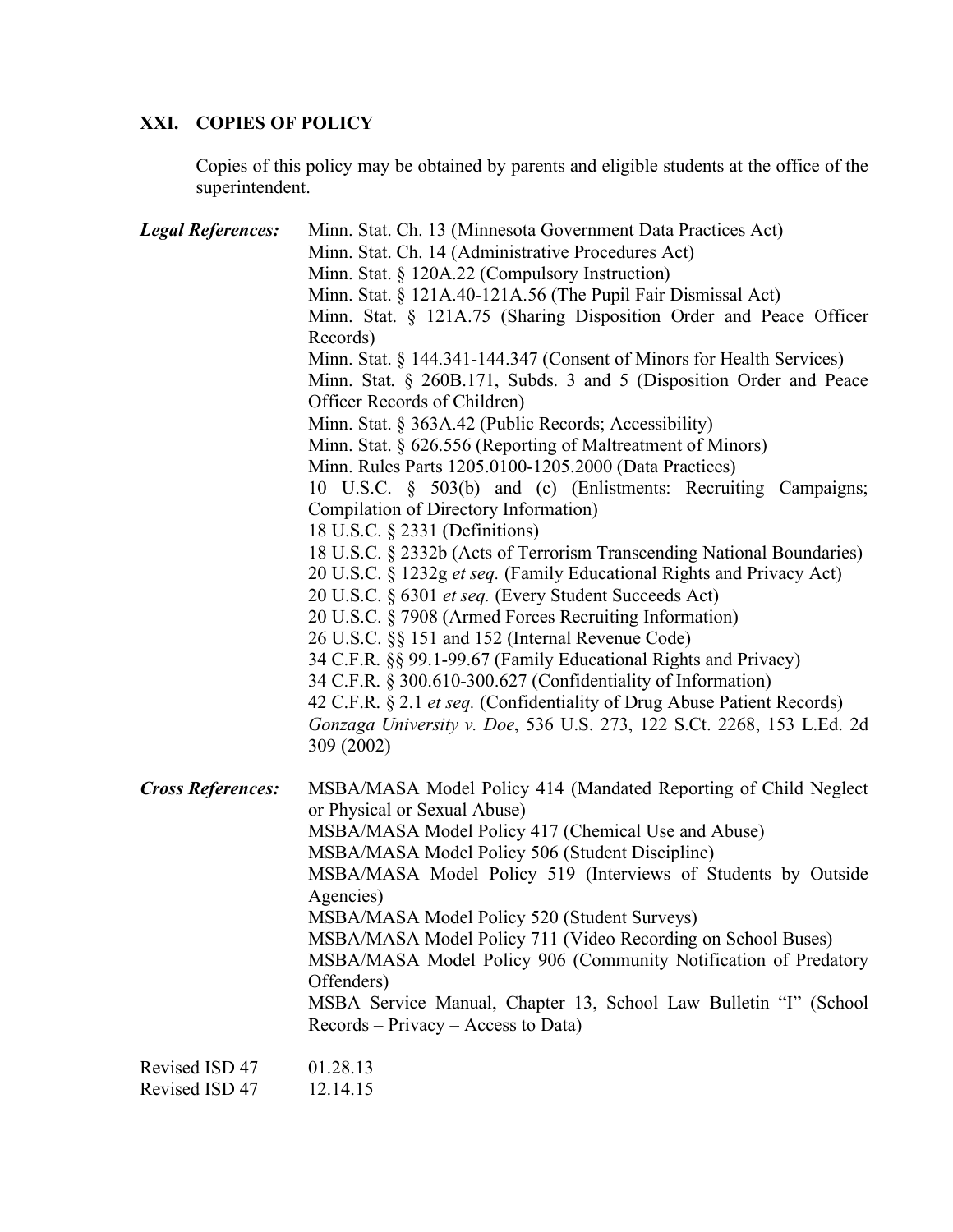## XXI. COPIES OF POLICY

Copies of this policy may be obtained by parents and eligible students at the office of the superintendent.

***Legal References:***

Minn. Stat. Ch. 13 (Minnesota Government Data Practices Act)
Minn. Stat. Ch. 14 (Administrative Procedures Act)
Minn. Stat. § 120A.22 (Compulsory Instruction)
Minn. Stat. § 121A.40-121A.56 (The Pupil Fair Dismissal Act)
Minn. Stat. § 121A.75 (Sharing Disposition Order and Peace Officer Records)
Minn. Stat. § 144.341-144.347 (Consent of Minors for Health Services)
Minn. Stat. § 260B.171, Subds. 3 and 5 (Disposition Order and Peace Officer Records of Children)
Minn. Stat. § 363A.42 (Public Records; Accessibility)
Minn. Stat. § 626.556 (Reporting of Maltreatment of Minors)
Minn. Rules Parts 1205.0100-1205.2000 (Data Practices)
10 U.S.C. § 503(b) and (c) (Enlistments: Recruiting Campaigns; Compilation of Directory Information)
18 U.S.C. § 2331 (Definitions)
18 U.S.C. § 2332b (Acts of Terrorism Transcending National Boundaries)
20 U.S.C. § 1232g *et seq.* (Family Educational Rights and Privacy Act)
20 U.S.C. § 6301 *et seq.* (Every Student Succeeds Act)
20 U.S.C. § 7908 (Armed Forces Recruiting Information)
26 U.S.C. §§ 151 and 152 (Internal Revenue Code)
34 C.F.R. §§ 99.1-99.67 (Family Educational Rights and Privacy)
34 C.F.R. § 300.610-300.627 (Confidentiality of Information)
42 C.F.R. § 2.1 *et seq.* (Confidentiality of Drug Abuse Patient Records)
*Gonzaga University v. Doe*, 536 U.S. 273, 122 S.Ct. 2268, 153 L.Ed. 2d 309 (2002)

***Cross References:***

MSBA/MASA Model Policy 414 (Mandated Reporting of Child Neglect or Physical or Sexual Abuse)
MSBA/MASA Model Policy 417 (Chemical Use and Abuse)
MSBA/MASA Model Policy 506 (Student Discipline)
MSBA/MASA Model Policy 519 (Interviews of Students by Outside Agencies)
MSBA/MASA Model Policy 520 (Student Surveys)
MSBA/MASA Model Policy 711 (Video Recording on School Buses)
MSBA/MASA Model Policy 906 (Community Notification of Predatory Offenders)
MSBA Service Manual, Chapter 13, School Law Bulletin "I" (School Records – Privacy – Access to Data)

Revised ISD 47 01.28.13
Revised ISD 47 12.14.15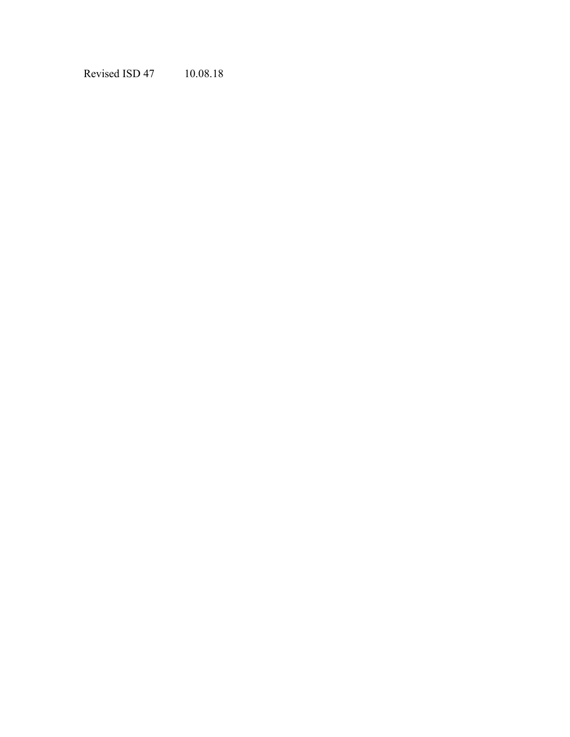Revised ISD 47 10.08.18